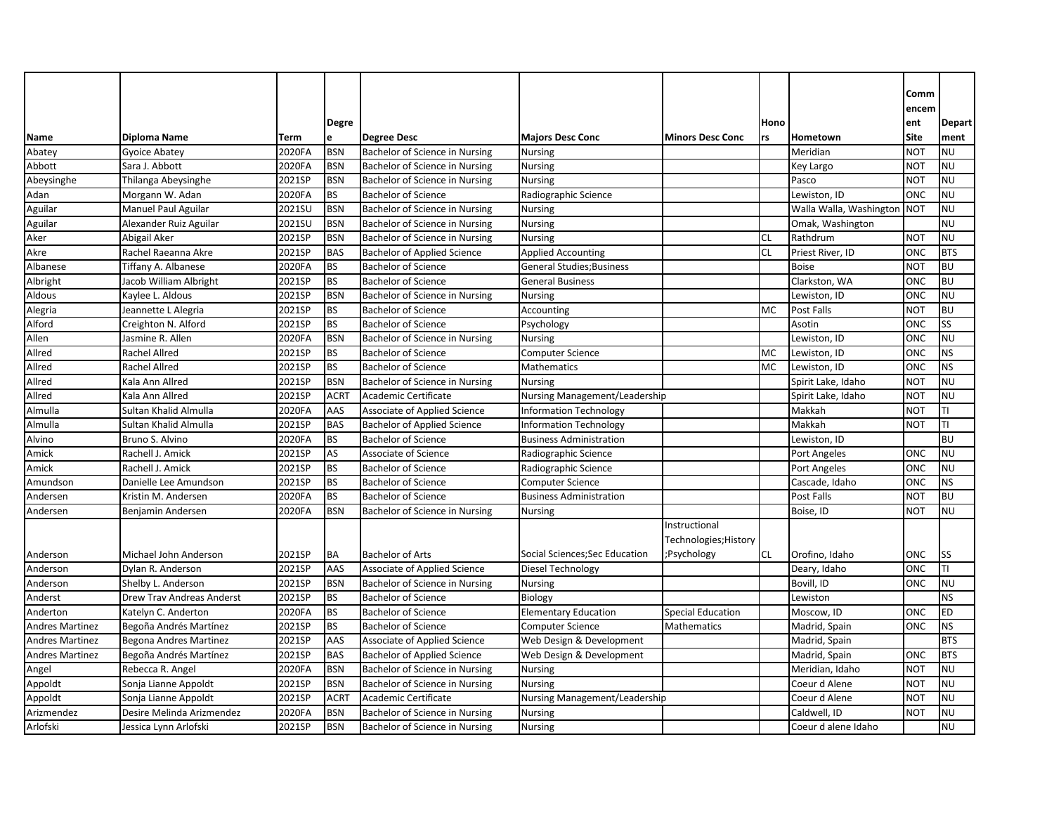| Name | Diploma Name | Term | Degree | Degree Desc | Majors Desc Conc | Minors Desc Conc | Honors | Hometown | Commencement Site | Department |
|---|---|---|---|---|---|---|---|---|---|---|
| Abatey | Gyoice Abatey | 2020FA | BSN | Bachelor of Science in Nursing | Nursing | | | Meridian | NOT | NU |
| Abbott | Sara J. Abbott | 2020FA | BSN | Bachelor of Science in Nursing | Nursing | | | Key Largo | NOT | NU |
| Abeysinghe | Thilanga Abeysinghe | 2021SP | BSN | Bachelor of Science in Nursing | Nursing | | | Pasco | NOT | NU |
| Adan | Morgann W. Adan | 2020FA | BS | Bachelor of Science | Radiographic Science | | | Lewiston, ID | ONC | NU |
| Aguilar | Manuel Paul Aguilar | 2021SU | BSN | Bachelor of Science in Nursing | Nursing | | | Walla Walla, Washington | NOT | NU |
| Aguilar | Alexander Ruiz Aguilar | 2021SU | BSN | Bachelor of Science in Nursing | Nursing | | | Omak, Washington | | NU |
| Aker | Abigail Aker | 2021SP | BSN | Bachelor of Science in Nursing | Nursing | | CL | Rathdrum | NOT | NU |
| Akre | Rachel Raeanna Akre | 2021SP | BAS | Bachelor of Applied Science | Applied Accounting | | CL | Priest River, ID | ONC | BTS |
| Albanese | Tiffany A. Albanese | 2020FA | BS | Bachelor of Science | General Studies;Business | | | Boise | NOT | BU |
| Albright | Jacob William Albright | 2021SP | BS | Bachelor of Science | General Business | | | Clarkston, WA | ONC | BU |
| Aldous | Kaylee L. Aldous | 2021SP | BSN | Bachelor of Science in Nursing | Nursing | | | Lewiston, ID | ONC | NU |
| Alegria | Jeannette L Alegria | 2021SP | BS | Bachelor of Science | Accounting | | MC | Post Falls | NOT | BU |
| Alford | Creighton N. Alford | 2021SP | BS | Bachelor of Science | Psychology | | | Asotin | ONC | SS |
| Allen | Jasmine R. Allen | 2020FA | BSN | Bachelor of Science in Nursing | Nursing | | | Lewiston, ID | ONC | NU |
| Allred | Rachel Allred | 2021SP | BS | Bachelor of Science | Computer Science | | MC | Lewiston, ID | ONC | NS |
| Allred | Rachel Allred | 2021SP | BS | Bachelor of Science | Mathematics | | MC | Lewiston, ID | ONC | NS |
| Allred | Kala Ann Allred | 2021SP | BSN | Bachelor of Science in Nursing | Nursing | | | Spirit Lake, Idaho | NOT | NU |
| Allred | Kala Ann Allred | 2021SP | ACRT | Academic Certificate | Nursing Management/Leadership | | | Spirit Lake, Idaho | NOT | NU |
| Almulla | Sultan Khalid Almulla | 2020FA | AAS | Associate of Applied Science | Information Technology | | | Makkah | NOT | TI |
| Almulla | Sultan Khalid Almulla | 2021SP | BAS | Bachelor of Applied Science | Information Technology | | | Makkah | NOT | TI |
| Alvino | Bruno S. Alvino | 2020FA | BS | Bachelor of Science | Business Administration | | | Lewiston, ID | | BU |
| Amick | Rachell J. Amick | 2021SP | AS | Associate of Science | Radiographic Science | | | Port Angeles | ONC | NU |
| Amick | Rachell J. Amick | 2021SP | BS | Bachelor of Science | Radiographic Science | | | Port Angeles | ONC | NU |
| Amundson | Danielle Lee Amundson | 2021SP | BS | Bachelor of Science | Computer Science | | | Cascade, Idaho | ONC | NS |
| Andersen | Kristin M. Andersen | 2020FA | BS | Bachelor of Science | Business Administration | | | Post Falls | NOT | BU |
| Andersen | Benjamin Andersen | 2020FA | BSN | Bachelor of Science in Nursing | Nursing | | | Boise, ID | NOT | NU |
| Anderson | Michael John Anderson | 2021SP | BA | Bachelor of Arts | Social Sciences;Sec Education | Instructional Technologies;History ;Psychology | CL | Orofino, Idaho | ONC | SS |
| Anderson | Dylan R. Anderson | 2021SP | AAS | Associate of Applied Science | Diesel Technology | | | Deary, Idaho | ONC | TI |
| Anderson | Shelby L. Anderson | 2021SP | BSN | Bachelor of Science in Nursing | Nursing | | | Bovill, ID | ONC | NU |
| Anderst | Drew Trav Andreas Anderst | 2021SP | BS | Bachelor of Science | Biology | | | Lewiston | | NS |
| Anderton | Katelyn C. Anderton | 2020FA | BS | Bachelor of Science | Elementary Education | Special Education | | Moscow, ID | ONC | ED |
| Andres Martinez | Begoña Andrés Martínez | 2021SP | BS | Bachelor of Science | Computer Science | Mathematics | | Madrid, Spain | ONC | NS |
| Andres Martinez | Begona Andres Martinez | 2021SP | AAS | Associate of Applied Science | Web Design & Development | | | Madrid, Spain | | BTS |
| Andres Martinez | Begoña Andrés Martínez | 2021SP | BAS | Bachelor of Applied Science | Web Design & Development | | | Madrid, Spain | ONC | BTS |
| Angel | Rebecca R. Angel | 2020FA | BSN | Bachelor of Science in Nursing | Nursing | | | Meridian, Idaho | NOT | NU |
| Appoldt | Sonja Lianne Appoldt | 2021SP | BSN | Bachelor of Science in Nursing | Nursing | | | Coeur d Alene | NOT | NU |
| Appoldt | Sonja Lianne Appoldt | 2021SP | ACRT | Academic Certificate | Nursing Management/Leadership | | | Coeur d Alene | NOT | NU |
| Arizmendez | Desire Melinda Arizmendez | 2020FA | BSN | Bachelor of Science in Nursing | Nursing | | | Caldwell, ID | NOT | NU |
| Arlofski | Jessica Lynn Arlofski | 2021SP | BSN | Bachelor of Science in Nursing | Nursing | | | Coeur d alene Idaho | | NU |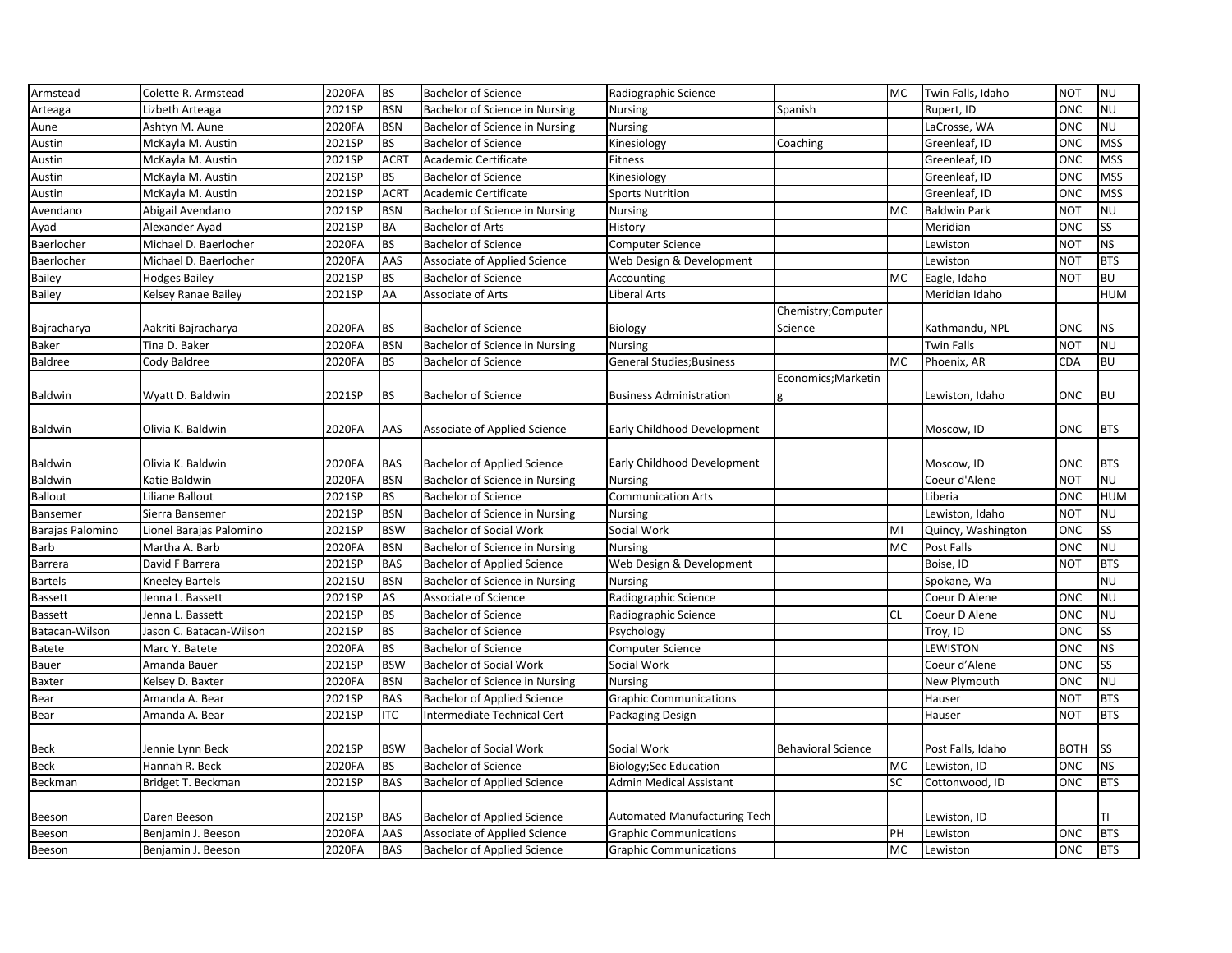| Armstead | Colette R. Armstead | 2020FA | BS | Bachelor of Science | Radiographic Science | | MC | Twin Falls, Idaho | NOT | NU |
|---|---|---|---|---|---|---|---|---|---|---|
| Arteaga | Lizbeth Arteaga | 2021SP | BSN | Bachelor of Science in Nursing | Nursing | Spanish | | Rupert, ID | ONC | NU |
| Aune | Ashtyn M. Aune | 2020FA | BSN | Bachelor of Science in Nursing | Nursing | | | LaCrosse, WA | ONC | NU |
| Austin | McKayla M. Austin | 2021SP | BS | Bachelor of Science | Kinesiology | Coaching | | Greenleaf, ID | ONC | MSS |
| Austin | McKayla M. Austin | 2021SP | ACRT | Academic Certificate | Fitness | | | Greenleaf, ID | ONC | MSS |
| Austin | McKayla M. Austin | 2021SP | BS | Bachelor of Science | Kinesiology | | | Greenleaf, ID | ONC | MSS |
| Austin | McKayla M. Austin | 2021SP | ACRT | Academic Certificate | Sports Nutrition | | | Greenleaf, ID | ONC | MSS |
| Avendano | Abigail Avendano | 2021SP | BSN | Bachelor of Science in Nursing | Nursing | | MC | Baldwin Park | NOT | NU |
| Ayad | Alexander Ayad | 2021SP | BA | Bachelor of Arts | History | | | Meridian | ONC | SS |
| Baerlocher | Michael D. Baerlocher | 2020FA | BS | Bachelor of Science | Computer Science | | | Lewiston | NOT | NS |
| Baerlocher | Michael D. Baerlocher | 2020FA | AAS | Associate of Applied Science | Web Design & Development | | | Lewiston | NOT | BTS |
| Bailey | Hodges Bailey | 2021SP | BS | Bachelor of Science | Accounting | | MC | Eagle, Idaho | NOT | BU |
| Bailey | Kelsey Ranae Bailey | 2021SP | AA | Associate of Arts | Liberal Arts | | | Meridian Idaho | | HUM |
| Bajracharya | Aakriti Bajracharya | 2020FA | BS | Bachelor of Science | Biology | Chemistry;Computer Science | | Kathmandu, NPL | ONC | NS |
| Baker | Tina D. Baker | 2020FA | BSN | Bachelor of Science in Nursing | Nursing | | | Twin Falls | NOT | NU |
| Baldree | Cody Baldree | 2020FA | BS | Bachelor of Science | General Studies;Business | | MC | Phoenix, AR | CDA | BU |
| Baldwin | Wyatt D. Baldwin | 2021SP | BS | Bachelor of Science | Business Administration | Economics;Marketing | | Lewiston, Idaho | ONC | BU |
| Baldwin | Olivia K. Baldwin | 2020FA | AAS | Associate of Applied Science | Early Childhood Development | | | Moscow, ID | ONC | BTS |
| Baldwin | Olivia K. Baldwin | 2020FA | BAS | Bachelor of Applied Science | Early Childhood Development | | | Moscow, ID | ONC | BTS |
| Baldwin | Katie Baldwin | 2020FA | BSN | Bachelor of Science in Nursing | Nursing | | | Coeur d'Alene | NOT | NU |
| Ballout | Liliane Ballout | 2021SP | BS | Bachelor of Science | Communication Arts | | | Liberia | ONC | HUM |
| Bansemer | Sierra Bansemer | 2021SP | BSN | Bachelor of Science in Nursing | Nursing | | | Lewiston, Idaho | NOT | NU |
| Barajas Palomino | Lionel Barajas Palomino | 2021SP | BSW | Bachelor of Social Work | Social Work | | MI | Quincy, Washington | ONC | SS |
| Barb | Martha A. Barb | 2020FA | BSN | Bachelor of Science in Nursing | Nursing | | MC | Post Falls | ONC | NU |
| Barrera | David F Barrera | 2021SP | BAS | Bachelor of Applied Science | Web Design & Development | | | Boise, ID | NOT | BTS |
| Bartels | Kneeley Bartels | 2021SU | BSN | Bachelor of Science in Nursing | Nursing | | | Spokane, Wa | | NU |
| Bassett | Jenna L. Bassett | 2021SP | AS | Associate of Science | Radiographic Science | | | Coeur D Alene | ONC | NU |
| Bassett | Jenna L. Bassett | 2021SP | BS | Bachelor of Science | Radiographic Science | | CL | Coeur D Alene | ONC | NU |
| Batacan-Wilson | Jason C. Batacan-Wilson | 2021SP | BS | Bachelor of Science | Psychology | | | Troy, ID | ONC | SS |
| Batete | Marc Y. Batete | 2020FA | BS | Bachelor of Science | Computer Science | | | LEWISTON | ONC | NS |
| Bauer | Amanda Bauer | 2021SP | BSW | Bachelor of Social Work | Social Work | | | Coeur d'Alene | ONC | SS |
| Baxter | Kelsey D. Baxter | 2020FA | BSN | Bachelor of Science in Nursing | Nursing | | | New Plymouth | ONC | NU |
| Bear | Amanda A. Bear | 2021SP | BAS | Bachelor of Applied Science | Graphic Communications | | | Hauser | NOT | BTS |
| Bear | Amanda A. Bear | 2021SP | ITC | Intermediate Technical Cert | Packaging Design | | | Hauser | NOT | BTS |
| Beck | Jennie Lynn Beck | 2021SP | BSW | Bachelor of Social Work | Social Work | Behavioral Science | | Post Falls, Idaho | BOTH | SS |
| Beck | Hannah R. Beck | 2020FA | BS | Bachelor of Science | Biology;Sec Education | | MC | Lewiston, ID | ONC | NS |
| Beckman | Bridget T. Beckman | 2021SP | BAS | Bachelor of Applied Science | Admin Medical Assistant | | SC | Cottonwood, ID | ONC | BTS |
| Beeson | Daren Beeson | 2021SP | BAS | Bachelor of Applied Science | Automated Manufacturing Tech | | | Lewiston, ID | | TI |
| Beeson | Benjamin J. Beeson | 2020FA | AAS | Associate of Applied Science | Graphic Communications | | PH | Lewiston | ONC | BTS |
| Beeson | Benjamin J. Beeson | 2020FA | BAS | Bachelor of Applied Science | Graphic Communications | | MC | Lewiston | ONC | BTS |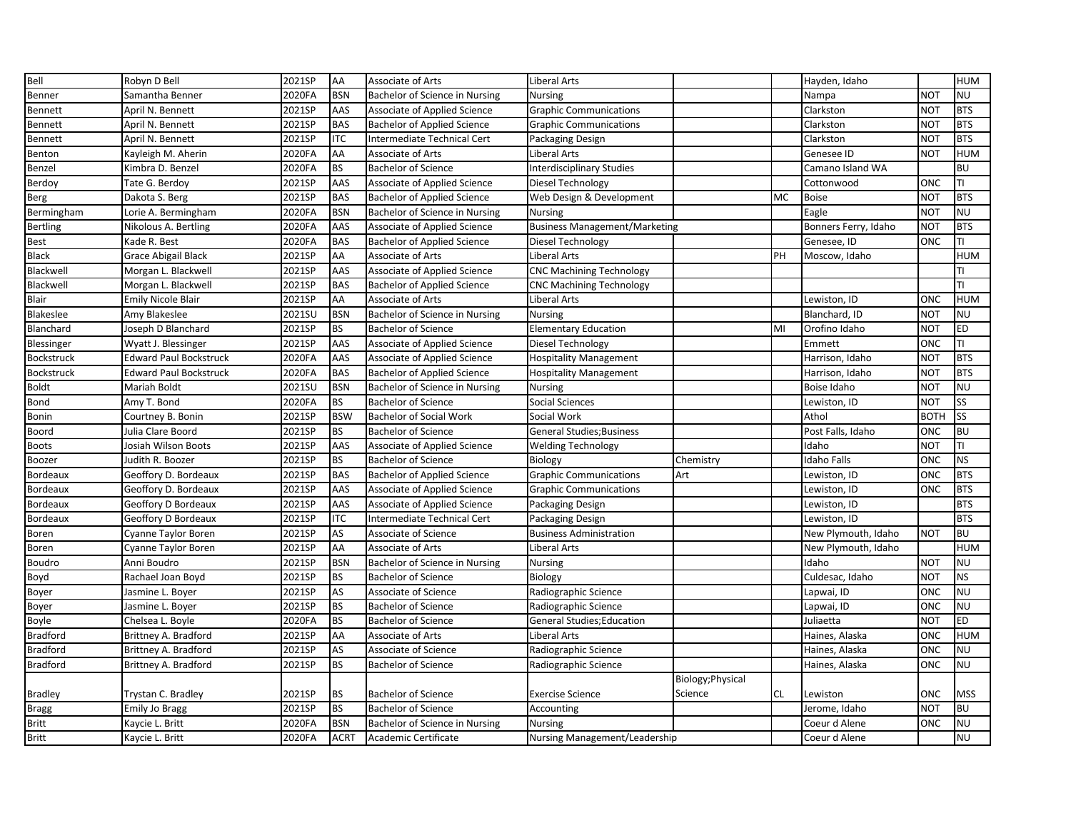| Bell | Robyn D Bell | 2021SP | AA | Associate of Arts | Liberal Arts | | | Hayden, Idaho | | HUM |
|---|---|---|---|---|---|---|---|---|---|---|
| Benner | Samantha Benner | 2020FA | BSN | Bachelor of Science in Nursing | Nursing | | | Nampa | NOT | NU |
| Bennett | April N. Bennett | 2021SP | AAS | Associate of Applied Science | Graphic Communications | | | Clarkston | NOT | BTS |
| Bennett | April N. Bennett | 2021SP | BAS | Bachelor of Applied Science | Graphic Communications | | | Clarkston | NOT | BTS |
| Bennett | April N. Bennett | 2021SP | ITC | Intermediate Technical Cert | Packaging Design | | | Clarkston | NOT | BTS |
| Benton | Kayleigh M. Aherin | 2020FA | AA | Associate of Arts | Liberal Arts | | | Genesee ID | NOT | HUM |
| Benzel | Kimbra D. Benzel | 2020FA | BS | Bachelor of Science | Interdisciplinary Studies | | | Camano Island WA | | BU |
| Berdoy | Tate G. Berdoy | 2021SP | AAS | Associate of Applied Science | Diesel Technology | | | Cottonwood | ONC | TI |
| Berg | Dakota S. Berg | 2021SP | BAS | Bachelor of Applied Science | Web Design & Development | | MC | Boise | NOT | BTS |
| Bermingham | Lorie A. Bermingham | 2020FA | BSN | Bachelor of Science in Nursing | Nursing | | | Eagle | NOT | NU |
| Bertling | Nikolous A. Bertling | 2020FA | AAS | Associate of Applied Science | Business Management/Marketing | | | Bonners Ferry, Idaho | NOT | BTS |
| Best | Kade R. Best | 2020FA | BAS | Bachelor of Applied Science | Diesel Technology | | | Genesee, ID | ONC | TI |
| Black | Grace Abigail Black | 2021SP | AA | Associate of Arts | Liberal Arts | | PH | Moscow, Idaho | | HUM |
| Blackwell | Morgan L. Blackwell | 2021SP | AAS | Associate of Applied Science | CNC Machining Technology | | | | | TI |
| Blackwell | Morgan L. Blackwell | 2021SP | BAS | Bachelor of Applied Science | CNC Machining Technology | | | | | TI |
| Blair | Emily Nicole Blair | 2021SP | AA | Associate of Arts | Liberal Arts | | | Lewiston, ID | ONC | HUM |
| Blakeslee | Amy Blakeslee | 2021SU | BSN | Bachelor of Science in Nursing | Nursing | | | Blanchard, ID | NOT | NU |
| Blanchard | Joseph D Blanchard | 2021SP | BS | Bachelor of Science | Elementary Education | | MI | Orofino Idaho | NOT | ED |
| Blessinger | Wyatt J. Blessinger | 2021SP | AAS | Associate of Applied Science | Diesel Technology | | | Emmett | ONC | TI |
| Bockstruck | Edward Paul Bockstruck | 2020FA | AAS | Associate of Applied Science | Hospitality Management | | | Harrison, Idaho | NOT | BTS |
| Bockstruck | Edward Paul Bockstruck | 2020FA | BAS | Bachelor of Applied Science | Hospitality Management | | | Harrison, Idaho | NOT | BTS |
| Boldt | Mariah Boldt | 2021SU | BSN | Bachelor of Science in Nursing | Nursing | | | Boise Idaho | NOT | NU |
| Bond | Amy T. Bond | 2020FA | BS | Bachelor of Science | Social Sciences | | | Lewiston, ID | NOT | SS |
| Bonin | Courtney B. Bonin | 2021SP | BSW | Bachelor of Social Work | Social Work | | | Athol | BOTH | SS |
| Boord | Julia Clare Boord | 2021SP | BS | Bachelor of Science | General Studies;Business | | | Post Falls, Idaho | ONC | BU |
| Boots | Josiah Wilson Boots | 2021SP | AAS | Associate of Applied Science | Welding Technology | | | Idaho | NOT | TI |
| Boozer | Judith R. Boozer | 2021SP | BS | Bachelor of Science | Biology | Chemistry | | Idaho Falls | ONC | NS |
| Bordeaux | Geoffory D. Bordeaux | 2021SP | BAS | Bachelor of Applied Science | Graphic Communications | Art | | Lewiston, ID | ONC | BTS |
| Bordeaux | Geoffory D. Bordeaux | 2021SP | AAS | Associate of Applied Science | Graphic Communications | | | Lewiston, ID | ONC | BTS |
| Bordeaux | Geoffory D Bordeaux | 2021SP | AAS | Associate of Applied Science | Packaging Design | | | Lewiston, ID | | BTS |
| Bordeaux | Geoffory D Bordeaux | 2021SP | ITC | Intermediate Technical Cert | Packaging Design | | | Lewiston, ID | | BTS |
| Boren | Cyanne Taylor Boren | 2021SP | AS | Associate of Science | Business Administration | | | New Plymouth, Idaho | NOT | BU |
| Boren | Cyanne Taylor Boren | 2021SP | AA | Associate of Arts | Liberal Arts | | | New Plymouth, Idaho | | HUM |
| Boudro | Anni Boudro | 2021SP | BSN | Bachelor of Science in Nursing | Nursing | | | Idaho | NOT | NU |
| Boyd | Rachael Joan Boyd | 2021SP | BS | Bachelor of Science | Biology | | | Culdesac, Idaho | NOT | NS |
| Boyer | Jasmine L. Boyer | 2021SP | AS | Associate of Science | Radiographic Science | | | Lapwai, ID | ONC | NU |
| Boyer | Jasmine L. Boyer | 2021SP | BS | Bachelor of Science | Radiographic Science | | | Lapwai, ID | ONC | NU |
| Boyle | Chelsea L. Boyle | 2020FA | BS | Bachelor of Science | General Studies;Education | | | Juliaetta | NOT | ED |
| Bradford | Brittney A. Bradford | 2021SP | AA | Associate of Arts | Liberal Arts | | | Haines, Alaska | ONC | HUM |
| Bradford | Brittney A. Bradford | 2021SP | AS | Associate of Science | Radiographic Science | | | Haines, Alaska | ONC | NU |
| Bradford | Brittney A. Bradford | 2021SP | BS | Bachelor of Science | Radiographic Science | | | Haines, Alaska | ONC | NU |
| Bradley | Trystan C. Bradley | 2021SP | BS | Bachelor of Science | Exercise Science | Biology;Physical Science | CL | Lewiston | ONC | MSS |
| Bragg | Emily Jo Bragg | 2021SP | BS | Bachelor of Science | Accounting | | | Jerome, Idaho | NOT | BU |
| Britt | Kaycie L. Britt | 2020FA | BSN | Bachelor of Science in Nursing | Nursing | | | Coeur d Alene | ONC | NU |
| Britt | Kaycie L. Britt | 2020FA | ACRT | Academic Certificate | Nursing Management/Leadership | | | Coeur d Alene | | NU |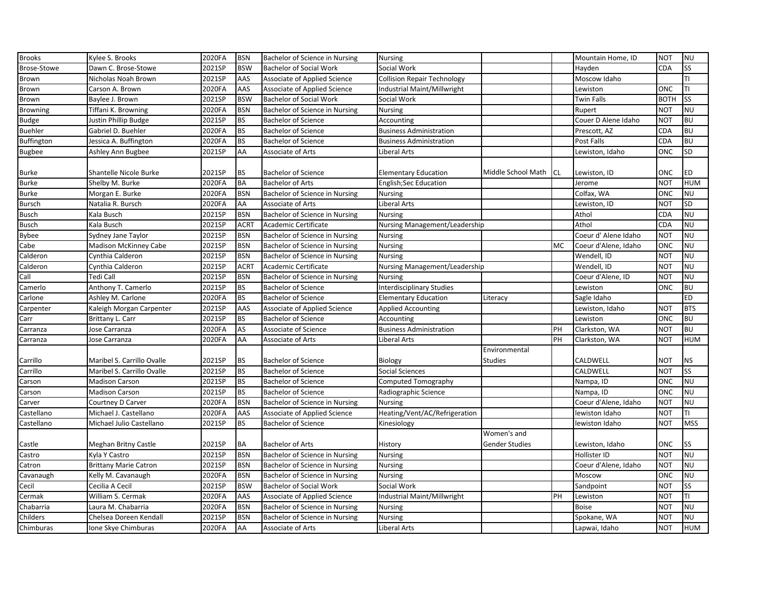| Brooks | Kylee S. Brooks | 2020FA | BSN | Bachelor of Science in Nursing | Nursing | | | Mountain Home, ID | NOT | NU |
|---|---|---|---|---|---|---|---|---|---|---|
| Brose-Stowe | Dawn C. Brose-Stowe | 2021SP | BSW | Bachelor of Social Work | Social Work | | | Hayden | CDA | SS |
| Brown | Nicholas Noah Brown | 2021SP | AAS | Associate of Applied Science | Collision Repair Technology | | | Moscow Idaho | | TI |
| Brown | Carson A. Brown | 2020FA | AAS | Associate of Applied Science | Industrial Maint/Millwright | | | Lewiston | ONC | TI |
| Brown | Baylee J. Brown | 2021SP | BSW | Bachelor of Social Work | Social Work | | | Twin Falls | BOTH | SS |
| Browning | Tiffani K. Browning | 2020FA | BSN | Bachelor of Science in Nursing | Nursing | | | Rupert | NOT | NU |
| Budge | Justin Phillip Budge | 2021SP | BS | Bachelor of Science | Accounting | | | Couer D Alene Idaho | NOT | BU |
| Buehler | Gabriel D. Buehler | 2020FA | BS | Bachelor of Science | Business Administration | | | Prescott, AZ | CDA | BU |
| Buffington | Jessica A. Buffington | 2020FA | BS | Bachelor of Science | Business Administration | | | Post Falls | CDA | BU |
| Bugbee | Ashley Ann Bugbee | 2021SP | AA | Associate of Arts | Liberal Arts | | | Lewiston, Idaho | ONC | SD |
| Burke | Shantelle Nicole Burke | 2021SP | BS | Bachelor of Science | Elementary Education | Middle School Math | CL | Lewiston, ID | ONC | ED |
| Burke | Shelby M. Burke | 2020FA | BA | Bachelor of Arts | English;Sec Education | | | Jerome | NOT | HUM |
| Burke | Morgan E. Burke | 2020FA | BSN | Bachelor of Science in Nursing | Nursing | | | Colfax, WA | ONC | NU |
| Bursch | Natalia R. Bursch | 2020FA | AA | Associate of Arts | Liberal Arts | | | Lewiston, ID | NOT | SD |
| Busch | Kala Busch | 2021SP | BSN | Bachelor of Science in Nursing | Nursing | | | Athol | CDA | NU |
| Busch | Kala Busch | 2021SP | ACRT | Academic Certificate | Nursing Management/Leadership | | | Athol | CDA | NU |
| Bybee | Sydney Jane Taylor | 2021SP | BSN | Bachelor of Science in Nursing | Nursing | | | Coeur d' Alene Idaho | NOT | NU |
| Cabe | Madison McKinney Cabe | 2021SP | BSN | Bachelor of Science in Nursing | Nursing | | MC | Coeur d'Alene, Idaho | ONC | NU |
| Calderon | Cynthia Calderon | 2021SP | BSN | Bachelor of Science in Nursing | Nursing | | | Wendell, ID | NOT | NU |
| Calderon | Cynthia Calderon | 2021SP | ACRT | Academic Certificate | Nursing Management/Leadership | | | Wendell, ID | NOT | NU |
| Call | Tedi Call | 2021SP | BSN | Bachelor of Science in Nursing | Nursing | | | Coeur d'Alene, ID | NOT | NU |
| Camerlo | Anthony T. Camerlo | 2021SP | BS | Bachelor of Science | Interdisciplinary Studies | | | Lewiston | ONC | BU |
| Carlone | Ashley M. Carlone | 2020FA | BS | Bachelor of Science | Elementary Education | Literacy | | Sagle Idaho | | ED |
| Carpenter | Kaleigh Morgan Carpenter | 2021SP | AAS | Associate of Applied Science | Applied Accounting | | | Lewiston, Idaho | NOT | BTS |
| Carr | Brittany L. Carr | 2021SP | BS | Bachelor of Science | Accounting | | | Lewiston | ONC | BU |
| Carranza | Jose Carranza | 2020FA | AS | Associate of Science | Business Administration | | PH | Clarkston, WA | NOT | BU |
| Carranza | Jose Carranza | 2020FA | AA | Associate of Arts | Liberal Arts | | PH | Clarkston, WA | NOT | HUM |
| Carrillo | Maribel S. Carrillo Ovalle | 2021SP | BS | Bachelor of Science | Biology | Environmental Studies | | CALDWELL | NOT | NS |
| Carrillo | Maribel S. Carrillo Ovalle | 2021SP | BS | Bachelor of Science | Social Sciences | | | CALDWELL | NOT | SS |
| Carson | Madison Carson | 2021SP | BS | Bachelor of Science | Computed Tomography | | | Nampa, ID | ONC | NU |
| Carson | Madison Carson | 2021SP | BS | Bachelor of Science | Radiographic Science | | | Nampa, ID | ONC | NU |
| Carver | Courtney D Carver | 2020FA | BSN | Bachelor of Science in Nursing | Nursing | | | Coeur d'Alene, Idaho | NOT | NU |
| Castellano | Michael J. Castellano | 2020FA | AAS | Associate of Applied Science | Heating/Vent/AC/Refrigeration | | | lewiston Idaho | NOT | TI |
| Castellano | Michael Julio Castellano | 2021SP | BS | Bachelor of Science | Kinesiology | | | lewiston Idaho | NOT | MSS |
| Castle | Meghan Britny Castle | 2021SP | BA | Bachelor of Arts | History | Women's and Gender Studies | | Lewiston, Idaho | ONC | SS |
| Castro | Kyla Y Castro | 2021SP | BSN | Bachelor of Science in Nursing | Nursing | | | Hollister ID | NOT | NU |
| Catron | Brittany Marie Catron | 2021SP | BSN | Bachelor of Science in Nursing | Nursing | | | Coeur d'Alene, Idaho | NOT | NU |
| Cavanaugh | Kelly M. Cavanaugh | 2020FA | BSN | Bachelor of Science in Nursing | Nursing | | | Moscow | ONC | NU |
| Cecil | Cecilia A Cecil | 2021SP | BSW | Bachelor of Social Work | Social Work | | | Sandpoint | NOT | SS |
| Cermak | William S. Cermak | 2020FA | AAS | Associate of Applied Science | Industrial Maint/Millwright | | PH | Lewiston | NOT | TI |
| Chabarria | Laura M. Chabarria | 2020FA | BSN | Bachelor of Science in Nursing | Nursing | | | Boise | NOT | NU |
| Childers | Chelsea Doreen Kendall | 2021SP | BSN | Bachelor of Science in Nursing | Nursing | | | Spokane, WA | NOT | NU |
| Chimburas | Ione Skye Chimburas | 2020FA | AA | Associate of Arts | Liberal Arts | | | Lapwai, Idaho | NOT | HUM |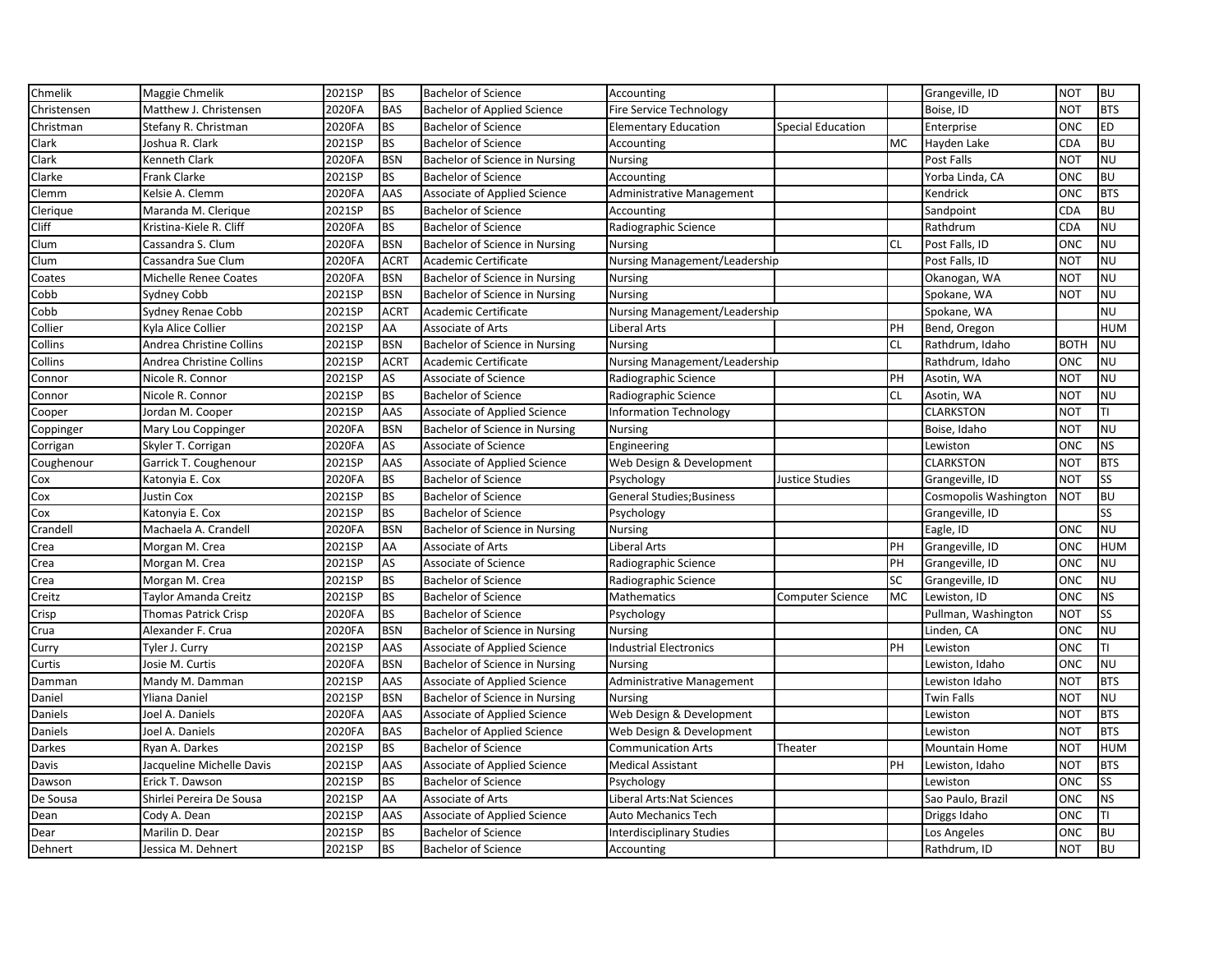| | | | | | | | | | | |
|---|---|---|---|---|---|---|---|---|---|---|
| Chmelik | Maggie Chmelik | 2021SP | BS | Bachelor of Science | Accounting | | | Grangeville, ID | NOT | BU |
| Christensen | Matthew J. Christensen | 2020FA | BAS | Bachelor of Applied Science | Fire Service Technology | | | Boise, ID | NOT | BTS |
| Christman | Stefany R. Christman | 2020FA | BS | Bachelor of Science | Elementary Education | Special Education | | Enterprise | ONC | ED |
| Clark | Joshua R. Clark | 2021SP | BS | Bachelor of Science | Accounting | | MC | Hayden Lake | CDA | BU |
| Clark | Kenneth Clark | 2020FA | BSN | Bachelor of Science in Nursing | Nursing | | | Post Falls | NOT | NU |
| Clarke | Frank Clarke | 2021SP | BS | Bachelor of Science | Accounting | | | Yorba Linda, CA | ONC | BU |
| Clemm | Kelsie A. Clemm | 2020FA | AAS | Associate of Applied Science | Administrative Management | | | Kendrick | ONC | BTS |
| Clerique | Maranda M. Clerique | 2021SP | BS | Bachelor of Science | Accounting | | | Sandpoint | CDA | BU |
| Cliff | Kristina-Kiele R. Cliff | 2020FA | BS | Bachelor of Science | Radiographic Science | | | Rathdrum | CDA | NU |
| Clum | Cassandra S. Clum | 2020FA | BSN | Bachelor of Science in Nursing | Nursing | | CL | Post Falls, ID | ONC | NU |
| Clum | Cassandra Sue Clum | 2020FA | ACRT | Academic Certificate | Nursing Management/Leadership | | | Post Falls, ID | NOT | NU |
| Coates | Michelle Renee Coates | 2020FA | BSN | Bachelor of Science in Nursing | Nursing | | | Okanogan, WA | NOT | NU |
| Cobb | Sydney Cobb | 2021SP | BSN | Bachelor of Science in Nursing | Nursing | | | Spokane, WA | NOT | NU |
| Cobb | Sydney Renae Cobb | 2021SP | ACRT | Academic Certificate | Nursing Management/Leadership | | | Spokane, WA | | NU |
| Collier | Kyla Alice Collier | 2021SP | AA | Associate of Arts | Liberal Arts | | PH | Bend, Oregon | | HUM |
| Collins | Andrea Christine Collins | 2021SP | BSN | Bachelor of Science in Nursing | Nursing | | CL | Rathdrum, Idaho | BOTH | NU |
| Collins | Andrea Christine Collins | 2021SP | ACRT | Academic Certificate | Nursing Management/Leadership | | | Rathdrum, Idaho | ONC | NU |
| Connor | Nicole R. Connor | 2021SP | AS | Associate of Science | Radiographic Science | | PH | Asotin, WA | NOT | NU |
| Connor | Nicole R. Connor | 2021SP | BS | Bachelor of Science | Radiographic Science | | CL | Asotin, WA | NOT | NU |
| Cooper | Jordan M. Cooper | 2021SP | AAS | Associate of Applied Science | Information Technology | | | CLARKSTON | NOT | TI |
| Coppinger | Mary Lou Coppinger | 2020FA | BSN | Bachelor of Science in Nursing | Nursing | | | Boise, Idaho | NOT | NU |
| Corrigan | Skyler T. Corrigan | 2020FA | AS | Associate of Science | Engineering | | | Lewiston | ONC | NS |
| Coughenour | Garrick T. Coughenour | 2021SP | AAS | Associate of Applied Science | Web Design & Development | | | CLARKSTON | NOT | BTS |
| Cox | Katonyia E. Cox | 2020FA | BS | Bachelor of Science | Psychology | Justice Studies | | Grangeville, ID | NOT | SS |
| Cox | Justin Cox | 2021SP | BS | Bachelor of Science | General Studies;Business | | | Cosmopolis Washington | NOT | BU |
| Cox | Katonyia E. Cox | 2021SP | BS | Bachelor of Science | Psychology | | | Grangeville, ID | | SS |
| Crandell | Machaela A. Crandell | 2020FA | BSN | Bachelor of Science in Nursing | Nursing | | | Eagle, ID | ONC | NU |
| Crea | Morgan M. Crea | 2021SP | AA | Associate of Arts | Liberal Arts | | PH | Grangeville, ID | ONC | HUM |
| Crea | Morgan M. Crea | 2021SP | AS | Associate of Science | Radiographic Science | | PH | Grangeville, ID | ONC | NU |
| Crea | Morgan M. Crea | 2021SP | BS | Bachelor of Science | Radiographic Science | | SC | Grangeville, ID | ONC | NU |
| Creitz | Taylor Amanda Creitz | 2021SP | BS | Bachelor of Science | Mathematics | Computer Science | MC | Lewiston, ID | ONC | NS |
| Crisp | Thomas Patrick Crisp | 2020FA | BS | Bachelor of Science | Psychology | | | Pullman, Washington | NOT | SS |
| Crua | Alexander F. Crua | 2020FA | BSN | Bachelor of Science in Nursing | Nursing | | | Linden, CA | ONC | NU |
| Curry | Tyler J. Curry | 2021SP | AAS | Associate of Applied Science | Industrial Electronics | | PH | Lewiston | ONC | TI |
| Curtis | Josie M. Curtis | 2020FA | BSN | Bachelor of Science in Nursing | Nursing | | | Lewiston, Idaho | ONC | NU |
| Damman | Mandy M. Damman | 2021SP | AAS | Associate of Applied Science | Administrative Management | | | Lewiston Idaho | NOT | BTS |
| Daniel | Yliana Daniel | 2021SP | BSN | Bachelor of Science in Nursing | Nursing | | | Twin Falls | NOT | NU |
| Daniels | Joel A. Daniels | 2020FA | AAS | Associate of Applied Science | Web Design & Development | | | Lewiston | NOT | BTS |
| Daniels | Joel A. Daniels | 2020FA | BAS | Bachelor of Applied Science | Web Design & Development | | | Lewiston | NOT | BTS |
| Darkes | Ryan A. Darkes | 2021SP | BS | Bachelor of Science | Communication Arts | Theater | | Mountain Home | NOT | HUM |
| Davis | Jacqueline Michelle Davis | 2021SP | AAS | Associate of Applied Science | Medical Assistant | | PH | Lewiston, Idaho | NOT | BTS |
| Dawson | Erick T. Dawson | 2021SP | BS | Bachelor of Science | Psychology | | | Lewiston | ONC | SS |
| De Sousa | Shirlei Pereira De Sousa | 2021SP | AA | Associate of Arts | Liberal Arts:Nat Sciences | | | Sao Paulo, Brazil | ONC | NS |
| Dean | Cody A. Dean | 2021SP | AAS | Associate of Applied Science | Auto Mechanics Tech | | | Driggs Idaho | ONC | TI |
| Dear | Marilin D. Dear | 2021SP | BS | Bachelor of Science | Interdisciplinary Studies | | | Los Angeles | ONC | BU |
| Dehnert | Jessica M. Dehnert | 2021SP | BS | Bachelor of Science | Accounting | | | Rathdrum, ID | NOT | BU |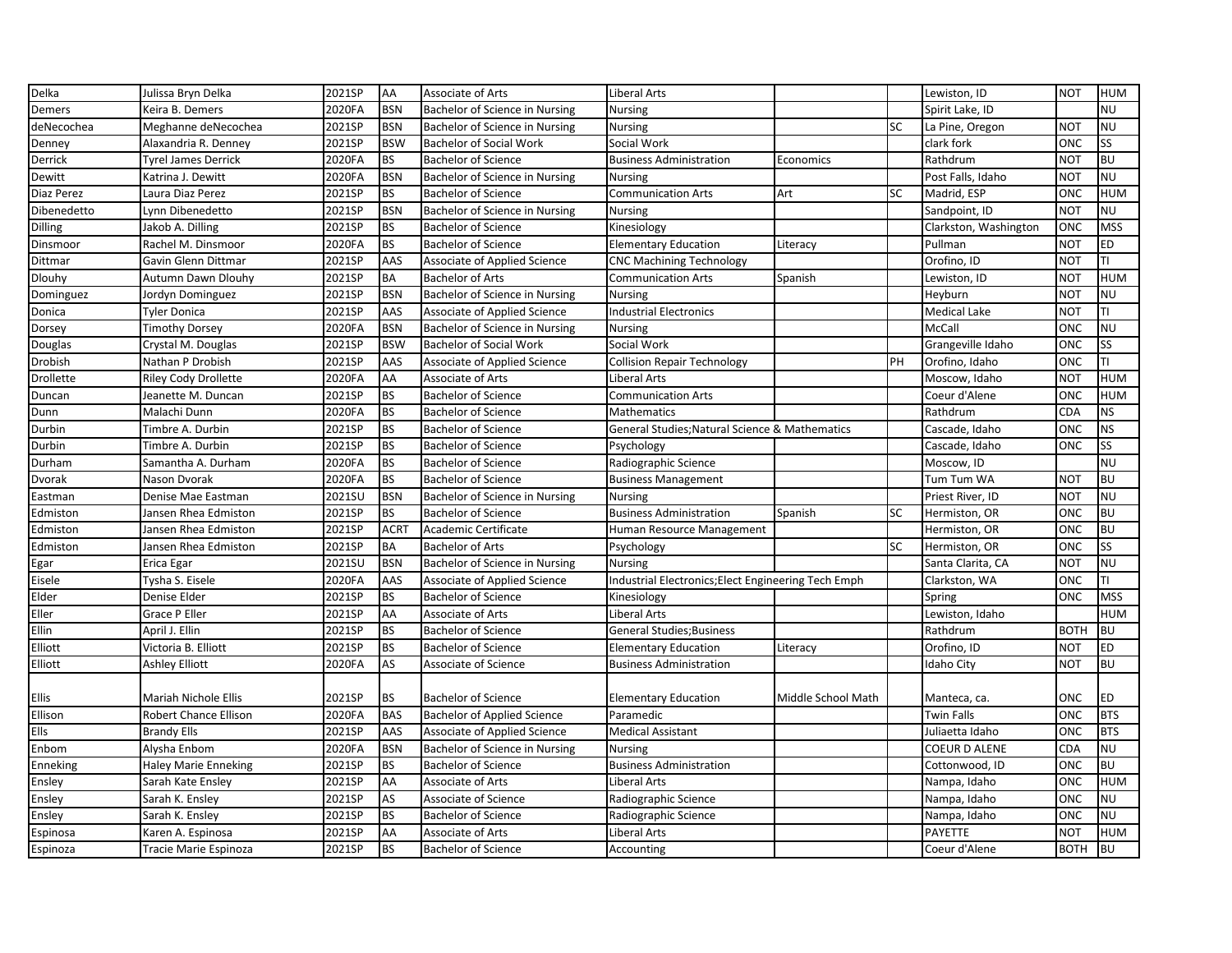| Delka | Julissa Bryn Delka | 2021SP | AA | Associate of Arts | Liberal Arts | | | Lewiston, ID | NOT | HUM |
|---|---|---|---|---|---|---|---|---|---|---|
| Demers | Keira B. Demers | 2020FA | BSN | Bachelor of Science in Nursing | Nursing | | | Spirit Lake, ID | | NU |
| deNecochea | Meghanne deNecochea | 2021SP | BSN | Bachelor of Science in Nursing | Nursing | | SC | La Pine, Oregon | NOT | NU |
| Denney | Alaxandria R. Denney | 2021SP | BSW | Bachelor of Social Work | Social Work | | | clark fork | ONC | SS |
| Derrick | Tyrel James Derrick | 2020FA | BS | Bachelor of Science | Business Administration | Economics | | Rathdrum | NOT | BU |
| Dewitt | Katrina J. Dewitt | 2020FA | BSN | Bachelor of Science in Nursing | Nursing | | | Post Falls, Idaho | NOT | NU |
| Diaz Perez | Laura Diaz Perez | 2021SP | BS | Bachelor of Science | Communication Arts | Art | SC | Madrid, ESP | ONC | HUM |
| Dibenedetto | Lynn Dibenedetto | 2021SP | BSN | Bachelor of Science in Nursing | Nursing | | | Sandpoint, ID | NOT | NU |
| Dilling | Jakob A. Dilling | 2021SP | BS | Bachelor of Science | Kinesiology | | | Clarkston, Washington | ONC | MSS |
| Dinsmoor | Rachel M. Dinsmoor | 2020FA | BS | Bachelor of Science | Elementary Education | Literacy | | Pullman | NOT | ED |
| Dittmar | Gavin Glenn Dittmar | 2021SP | AAS | Associate of Applied Science | CNC Machining Technology | | | Orofino, ID | NOT | TI |
| Dlouhy | Autumn Dawn Dlouhy | 2021SP | BA | Bachelor of Arts | Communication Arts | Spanish | | Lewiston, ID | NOT | HUM |
| Dominguez | Jordyn Dominguez | 2021SP | BSN | Bachelor of Science in Nursing | Nursing | | | Heyburn | NOT | NU |
| Donica | Tyler Donica | 2021SP | AAS | Associate of Applied Science | Industrial Electronics | | | Medical Lake | NOT | TI |
| Dorsey | Timothy Dorsey | 2020FA | BSN | Bachelor of Science in Nursing | Nursing | | | McCall | ONC | NU |
| Douglas | Crystal M. Douglas | 2021SP | BSW | Bachelor of Social Work | Social Work | | | Grangeville Idaho | ONC | SS |
| Drobish | Nathan P Drobish | 2021SP | AAS | Associate of Applied Science | Collision Repair Technology | | PH | Orofino, Idaho | ONC | TI |
| Drollette | Riley Cody Drollette | 2020FA | AA | Associate of Arts | Liberal Arts | | | Moscow, Idaho | NOT | HUM |
| Duncan | Jeanette M. Duncan | 2021SP | BS | Bachelor of Science | Communication Arts | | | Coeur d'Alene | ONC | HUM |
| Dunn | Malachi Dunn | 2020FA | BS | Bachelor of Science | Mathematics | | | Rathdrum | CDA | NS |
| Durbin | Timbre A. Durbin | 2021SP | BS | Bachelor of Science | General Studies;Natural Science & Mathematics | | | Cascade, Idaho | ONC | NS |
| Durbin | Timbre A. Durbin | 2021SP | BS | Bachelor of Science | Psychology | | | Cascade, Idaho | ONC | SS |
| Durham | Samantha A. Durham | 2020FA | BS | Bachelor of Science | Radiographic Science | | | Moscow, ID | | NU |
| Dvorak | Nason Dvorak | 2020FA | BS | Bachelor of Science | Business Management | | | Tum Tum WA | NOT | BU |
| Eastman | Denise Mae Eastman | 2021SU | BSN | Bachelor of Science in Nursing | Nursing | | | Priest River, ID | NOT | NU |
| Edmiston | Jansen Rhea Edmiston | 2021SP | BS | Bachelor of Science | Business Administration | Spanish | SC | Hermiston, OR | ONC | BU |
| Edmiston | Jansen Rhea Edmiston | 2021SP | ACRT | Academic Certificate | Human Resource Management | | | Hermiston, OR | ONC | BU |
| Edmiston | Jansen Rhea Edmiston | 2021SP | BA | Bachelor of Arts | Psychology | | SC | Hermiston, OR | ONC | SS |
| Egar | Erica Egar | 2021SU | BSN | Bachelor of Science in Nursing | Nursing | | | Santa Clarita, CA | NOT | NU |
| Eisele | Tysha S. Eisele | 2020FA | AAS | Associate of Applied Science | Industrial Electronics;Elect Engineering Tech Emph | | | Clarkston, WA | ONC | TI |
| Elder | Denise Elder | 2021SP | BS | Bachelor of Science | Kinesiology | | | Spring | ONC | MSS |
| Eller | Grace P Eller | 2021SP | AA | Associate of Arts | Liberal Arts | | | Lewiston, Idaho | | HUM |
| Ellin | April J. Ellin | 2021SP | BS | Bachelor of Science | General Studies;Business | | | Rathdrum | BOTH | BU |
| Elliott | Victoria B. Elliott | 2021SP | BS | Bachelor of Science | Elementary Education | Literacy | | Orofino, ID | NOT | ED |
| Elliott | Ashley Elliott | 2020FA | AS | Associate of Science | Business Administration | | | Idaho City | NOT | BU |
| Ellis | Mariah Nichole Ellis | 2021SP | BS | Bachelor of Science | Elementary Education | Middle School Math | | Manteca, ca. | ONC | ED |
| Ellison | Robert Chance Ellison | 2020FA | BAS | Bachelor of Applied Science | Paramedic | | | Twin Falls | ONC | BTS |
| Ells | Brandy Ells | 2021SP | AAS | Associate of Applied Science | Medical Assistant | | | Juliaetta Idaho | ONC | BTS |
| Enbom | Alysha Enbom | 2020FA | BSN | Bachelor of Science in Nursing | Nursing | | | COEUR D ALENE | CDA | NU |
| Enneking | Haley Marie Enneking | 2021SP | BS | Bachelor of Science | Business Administration | | | Cottonwood, ID | ONC | BU |
| Ensley | Sarah Kate Ensley | 2021SP | AA | Associate of Arts | Liberal Arts | | | Nampa, Idaho | ONC | HUM |
| Ensley | Sarah K. Ensley | 2021SP | AS | Associate of Science | Radiographic Science | | | Nampa, Idaho | ONC | NU |
| Ensley | Sarah K. Ensley | 2021SP | BS | Bachelor of Science | Radiographic Science | | | Nampa, Idaho | ONC | NU |
| Espinosa | Karen A. Espinosa | 2021SP | AA | Associate of Arts | Liberal Arts | | | PAYETTE | NOT | HUM |
| Espinoza | Tracie Marie Espinoza | 2021SP | BS | Bachelor of Science | Accounting | | | Coeur d'Alene | BOTH | BU |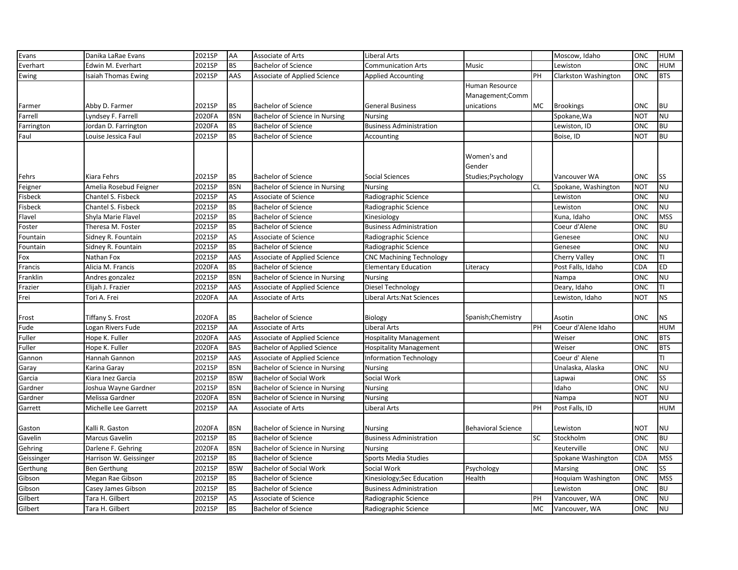| | | | | | | | | | | |
|---|---|---|---|---|---|---|---|---|---|---|
| Evans | Danika LaRae Evans | 2021SP | AA | Associate of Arts | Liberal Arts | | | Moscow, Idaho | ONC | HUM |
| Everhart | Edwin M. Everhart | 2021SP | BS | Bachelor of Science | Communication Arts | Music | | Lewiston | ONC | HUM |
| Ewing | Isaiah Thomas Ewing | 2021SP | AAS | Associate of Applied Science | Applied Accounting | | PH | Clarkston Washington | ONC | BTS |
| Farmer | Abby D. Farmer | 2021SP | BS | Bachelor of Science | General Business | Human Resource Management;Communications | MC | Brookings | ONC | BU |
| Farrell | Lyndsey F. Farrell | 2020FA | BSN | Bachelor of Science in Nursing | Nursing | | | Spokane,Wa | NOT | NU |
| Farrington | Jordan D. Farrington | 2020FA | BS | Bachelor of Science | Business Administration | | | Lewiston, ID | ONC | BU |
| Faul | Louise Jessica Faul | 2021SP | BS | Bachelor of Science | Accounting | | | Boise, ID | NOT | BU |
| Fehrs | Kiara Fehrs | 2021SP | BS | Bachelor of Science | Social Sciences | Women's and Gender Studies;Psychology | | Vancouver WA | ONC | SS |
| Feigner | Amelia Rosebud Feigner | 2021SP | BSN | Bachelor of Science in Nursing | Nursing | | CL | Spokane, Washington | NOT | NU |
| Fisbeck | Chantel S. Fisbeck | 2021SP | AS | Associate of Science | Radiographic Science | | | Lewiston | ONC | NU |
| Fisbeck | Chantel S. Fisbeck | 2021SP | BS | Bachelor of Science | Radiographic Science | | | Lewiston | ONC | NU |
| Flavel | Shyla Marie Flavel | 2021SP | BS | Bachelor of Science | Kinesiology | | | Kuna, Idaho | ONC | MSS |
| Foster | Theresa M. Foster | 2021SP | BS | Bachelor of Science | Business Administration | | | Coeur d'Alene | ONC | BU |
| Fountain | Sidney R. Fountain | 2021SP | AS | Associate of Science | Radiographic Science | | | Genesee | ONC | NU |
| Fountain | Sidney R. Fountain | 2021SP | BS | Bachelor of Science | Radiographic Science | | | Genesee | ONC | NU |
| Fox | Nathan Fox | 2021SP | AAS | Associate of Applied Science | CNC Machining Technology | | | Cherry Valley | ONC | TI |
| Francis | Alicia M. Francis | 2020FA | BS | Bachelor of Science | Elementary Education | Literacy | | Post Falls, Idaho | CDA | ED |
| Franklin | Andres gonzalez | 2021SP | BSN | Bachelor of Science in Nursing | Nursing | | | Nampa | ONC | NU |
| Frazier | Elijah J. Frazier | 2021SP | AAS | Associate of Applied Science | Diesel Technology | | | Deary, Idaho | ONC | TI |
| Frei | Tori A. Frei | 2020FA | AA | Associate of Arts | Liberal Arts:Nat Sciences | | | Lewiston, Idaho | NOT | NS |
| Frost | Tiffany S. Frost | 2020FA | BS | Bachelor of Science | Biology | Spanish;Chemistry | | Asotin | ONC | NS |
| Fude | Logan Rivers Fude | 2021SP | AA | Associate of Arts | Liberal Arts | | PH | Coeur d'Alene Idaho | | HUM |
| Fuller | Hope K. Fuller | 2020FA | AAS | Associate of Applied Science | Hospitality Management | | | Weiser | ONC | BTS |
| Fuller | Hope K. Fuller | 2020FA | BAS | Bachelor of Applied Science | Hospitality Management | | | Weiser | ONC | BTS |
| Gannon | Hannah Gannon | 2021SP | AAS | Associate of Applied Science | Information Technology | | | Coeur d' Alene | | TI |
| Garay | Karina Garay | 2021SP | BSN | Bachelor of Science in Nursing | Nursing | | | Unalaska, Alaska | ONC | NU |
| Garcia | Kiara Inez Garcia | 2021SP | BSW | Bachelor of Social Work | Social Work | | | Lapwai | ONC | SS |
| Gardner | Joshua Wayne Gardner | 2021SP | BSN | Bachelor of Science in Nursing | Nursing | | | Idaho | ONC | NU |
| Gardner | Melissa Gardner | 2020FA | BSN | Bachelor of Science in Nursing | Nursing | | | Nampa | NOT | NU |
| Garrett | Michelle Lee Garrett | 2021SP | AA | Associate of Arts | Liberal Arts | | PH | Post Falls, ID | | HUM |
| Gaston | Kalli R. Gaston | 2020FA | BSN | Bachelor of Science in Nursing | Nursing | Behavioral Science | | Lewiston | NOT | NU |
| Gavelin | Marcus Gavelin | 2021SP | BS | Bachelor of Science | Business Administration | | SC | Stockholm | ONC | BU |
| Gehring | Darlene F. Gehring | 2020FA | BSN | Bachelor of Science in Nursing | Nursing | | | Keuterville | ONC | NU |
| Geissinger | Harrison W. Geissinger | 2021SP | BS | Bachelor of Science | Sports Media Studies | | | Spokane Washington | CDA | MSS |
| Gerthung | Ben Gerthung | 2021SP | BSW | Bachelor of Social Work | Social Work | Psychology | | Marsing | ONC | SS |
| Gibson | Megan Rae Gibson | 2021SP | BS | Bachelor of Science | Kinesiology;Sec Education | Health | | Hoquiam Washington | ONC | MSS |
| Gibson | Casey James Gibson | 2021SP | BS | Bachelor of Science | Business Administration | | | Lewiston | ONC | BU |
| Gilbert | Tara H. Gilbert | 2021SP | AS | Associate of Science | Radiographic Science | | PH | Vancouver, WA | ONC | NU |
| Gilbert | Tara H. Gilbert | 2021SP | BS | Bachelor of Science | Radiographic Science | | MC | Vancouver, WA | ONC | NU |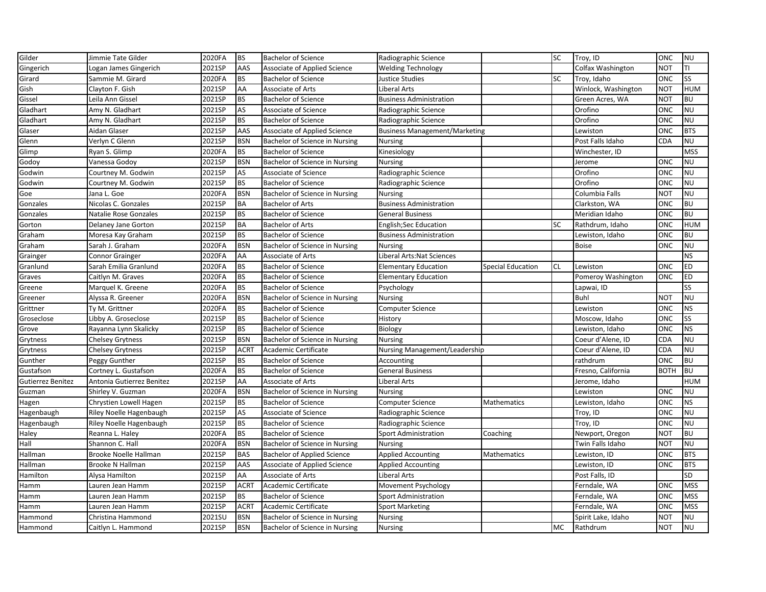| Gilder | Jimmie Tate Gilder | 2020FA | BS | Bachelor of Science | Radiographic Science | | SC | Troy, ID | ONC | NU |
|---|---|---|---|---|---|---|---|---|---|---|
| Gingerich | Logan James Gingerich | 2021SP | AAS | Associate of Applied Science | Welding Technology | | | Colfax Washington | NOT | TI |
| Girard | Sammie M. Girard | 2020FA | BS | Bachelor of Science | Justice Studies | | SC | Troy, Idaho | ONC | SS |
| Gish | Clayton F. Gish | 2021SP | AA | Associate of Arts | Liberal Arts | | | Winlock, Washington | NOT | HUM |
| Gissel | Leila Ann Gissel | 2021SP | BS | Bachelor of Science | Business Administration | | | Green Acres, WA | NOT | BU |
| Gladhart | Amy N. Gladhart | 2021SP | AS | Associate of Science | Radiographic Science | | | Orofino | ONC | NU |
| Gladhart | Amy N. Gladhart | 2021SP | BS | Bachelor of Science | Radiographic Science | | | Orofino | ONC | NU |
| Glaser | Aidan Glaser | 2021SP | AAS | Associate of Applied Science | Business Management/Marketing | | | Lewiston | ONC | BTS |
| Glenn | Verlyn C Glenn | 2021SP | BSN | Bachelor of Science in Nursing | Nursing | | | Post Falls Idaho | CDA | NU |
| Glimp | Ryan S. Glimp | 2020FA | BS | Bachelor of Science | Kinesiology | | | Winchester, ID | | MSS |
| Godoy | Vanessa Godoy | 2021SP | BSN | Bachelor of Science in Nursing | Nursing | | | Jerome | ONC | NU |
| Godwin | Courtney M. Godwin | 2021SP | AS | Associate of Science | Radiographic Science | | | Orofino | ONC | NU |
| Godwin | Courtney M. Godwin | 2021SP | BS | Bachelor of Science | Radiographic Science | | | Orofino | ONC | NU |
| Goe | Jana L. Goe | 2020FA | BSN | Bachelor of Science in Nursing | Nursing | | | Columbia Falls | NOT | NU |
| Gonzales | Nicolas C. Gonzales | 2021SP | BA | Bachelor of Arts | Business Administration | | | Clarkston, WA | ONC | BU |
| Gonzales | Natalie Rose Gonzales | 2021SP | BS | Bachelor of Science | General Business | | | Meridian Idaho | ONC | BU |
| Gorton | Delaney Jane Gorton | 2021SP | BA | Bachelor of Arts | English;Sec Education | | SC | Rathdrum, Idaho | ONC | HUM |
| Graham | Moresa Kay Graham | 2021SP | BS | Bachelor of Science | Business Administration | | | Lewiston, Idaho | ONC | BU |
| Graham | Sarah J. Graham | 2020FA | BSN | Bachelor of Science in Nursing | Nursing | | | Boise | ONC | NU |
| Grainger | Connor Grainger | 2020FA | AA | Associate of Arts | Liberal Arts:Nat Sciences | | | | | NS |
| Granlund | Sarah Emilia Granlund | 2020FA | BS | Bachelor of Science | Elementary Education | Special Education | CL | Lewiston | ONC | ED |
| Graves | Caitlyn M. Graves | 2020FA | BS | Bachelor of Science | Elementary Education | | | Pomeroy Washington | ONC | ED |
| Greene | Marquel K. Greene | 2020FA | BS | Bachelor of Science | Psychology | | | Lapwai, ID | | SS |
| Greener | Alyssa R. Greener | 2020FA | BSN | Bachelor of Science in Nursing | Nursing | | | Buhl | NOT | NU |
| Grittner | Ty M. Grittner | 2020FA | BS | Bachelor of Science | Computer Science | | | Lewiston | ONC | NS |
| Groseclose | Libby A. Groseclose | 2021SP | BS | Bachelor of Science | History | | | Moscow, Idaho | ONC | SS |
| Grove | Rayanna Lynn Skalicky | 2021SP | BS | Bachelor of Science | Biology | | | Lewiston, Idaho | ONC | NS |
| Grytness | Chelsey Grytness | 2021SP | BSN | Bachelor of Science in Nursing | Nursing | | | Coeur d'Alene, ID | CDA | NU |
| Grytness | Chelsey Grytness | 2021SP | ACRT | Academic Certificate | Nursing Management/Leadership | | | Coeur d'Alene, ID | CDA | NU |
| Gunther | Peggy Gunther | 2021SP | BS | Bachelor of Science | Accounting | | | rathdrum | ONC | BU |
| Gustafson | Cortney L. Gustafson | 2020FA | BS | Bachelor of Science | General Business | | | Fresno, California | BOTH | BU |
| Gutierrez Benitez | Antonia Gutierrez Benitez | 2021SP | AA | Associate of Arts | Liberal Arts | | | Jerome, Idaho | | HUM |
| Guzman | Shirley V. Guzman | 2020FA | BSN | Bachelor of Science in Nursing | Nursing | | | Lewiston | ONC | NU |
| Hagen | Chrystien Lowell Hagen | 2021SP | BS | Bachelor of Science | Computer Science | Mathematics | | Lewiston, Idaho | ONC | NS |
| Hagenbaugh | Riley Noelle Hagenbaugh | 2021SP | AS | Associate of Science | Radiographic Science | | | Troy, ID | ONC | NU |
| Hagenbaugh | Riley Noelle Hagenbaugh | 2021SP | BS | Bachelor of Science | Radiographic Science | | | Troy, ID | ONC | NU |
| Haley | Reanna L. Haley | 2020FA | BS | Bachelor of Science | Sport Administration | Coaching | | Newport, Oregon | NOT | BU |
| Hall | Shannon C. Hall | 2020FA | BSN | Bachelor of Science in Nursing | Nursing | | | Twin Falls Idaho | NOT | NU |
| Hallman | Brooke Noelle Hallman | 2021SP | BAS | Bachelor of Applied Science | Applied Accounting | Mathematics | | Lewiston, ID | ONC | BTS |
| Hallman | Brooke N Hallman | 2021SP | AAS | Associate of Applied Science | Applied Accounting | | | Lewiston, ID | ONC | BTS |
| Hamilton | Alysa Hamilton | 2021SP | AA | Associate of Arts | Liberal Arts | | | Post Falls, ID | | SD |
| Hamm | Lauren Jean Hamm | 2021SP | ACRT | Academic Certificate | Movement Psychology | | | Ferndale, WA | ONC | MSS |
| Hamm | Lauren Jean Hamm | 2021SP | BS | Bachelor of Science | Sport Administration | | | Ferndale, WA | ONC | MSS |
| Hamm | Lauren Jean Hamm | 2021SP | ACRT | Academic Certificate | Sport Marketing | | | Ferndale, WA | ONC | MSS |
| Hammond | Christina Hammond | 2021SU | BSN | Bachelor of Science in Nursing | Nursing | | | Spirit Lake, Idaho | NOT | NU |
| Hammond | Caitlyn L. Hammond | 2021SP | BSN | Bachelor of Science in Nursing | Nursing | | MC | Rathdrum | NOT | NU |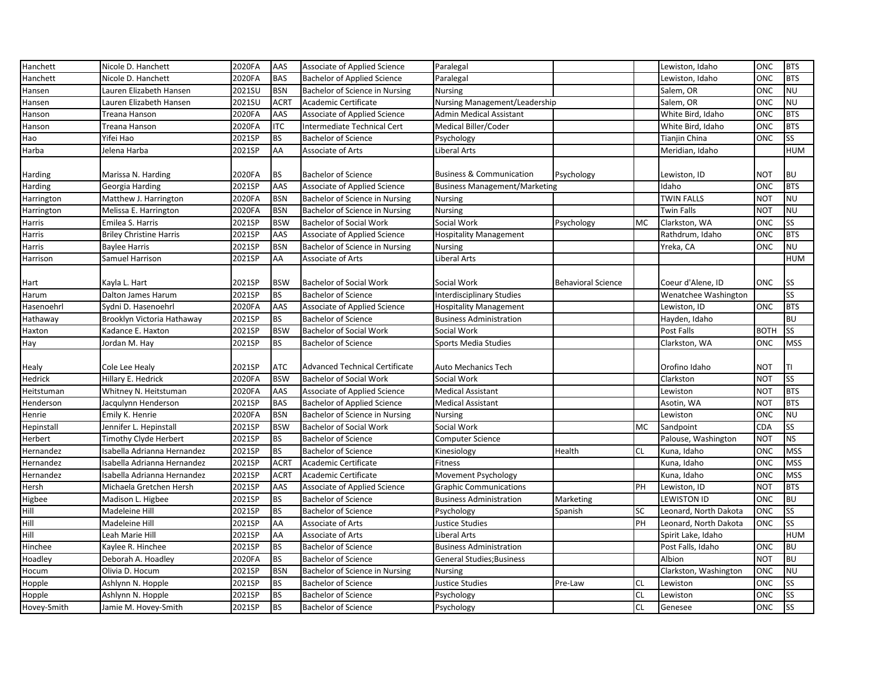| | | | | | | | | | | |
|---|---|---|---|---|---|---|---|---|---|---|
| Hanchett | Nicole D. Hanchett | 2020FA | AAS | Associate of Applied Science | Paralegal | | | Lewiston, Idaho | ONC | BTS |
| Hanchett | Nicole D. Hanchett | 2020FA | BAS | Bachelor of Applied Science | Paralegal | | | Lewiston, Idaho | ONC | BTS |
| Hansen | Lauren Elizabeth Hansen | 2021SU | BSN | Bachelor of Science in Nursing | Nursing | | | Salem, OR | ONC | NU |
| Hansen | Lauren Elizabeth Hansen | 2021SU | ACRT | Academic Certificate | Nursing Management/Leadership | | | Salem, OR | ONC | NU |
| Hanson | Treana Hanson | 2020FA | AAS | Associate of Applied Science | Admin Medical Assistant | | | White Bird, Idaho | ONC | BTS |
| Hanson | Treana Hanson | 2020FA | ITC | Intermediate Technical Cert | Medical Biller/Coder | | | White Bird, Idaho | ONC | BTS |
| Hao | Yifei Hao | 2021SP | BS | Bachelor of Science | Psychology | | | Tianjin China | ONC | SS |
| Harba | Jelena Harba | 2021SP | AA | Associate of Arts | Liberal Arts | | | Meridian, Idaho | | HUM |
| Harding | Marissa N. Harding | 2020FA | BS | Bachelor of Science | Business & Communication | Psychology | | Lewiston, ID | NOT | BU |
| Harding | Georgia Harding | 2021SP | AAS | Associate of Applied Science | Business Management/Marketing | | | Idaho | ONC | BTS |
| Harrington | Matthew J. Harrington | 2020FA | BSN | Bachelor of Science in Nursing | Nursing | | | TWIN FALLS | NOT | NU |
| Harrington | Melissa E. Harrington | 2020FA | BSN | Bachelor of Science in Nursing | Nursing | | | Twin Falls | NOT | NU |
| Harris | Emilea S. Harris | 2021SP | BSW | Bachelor of Social Work | Social Work | Psychology | MC | Clarkston, WA | ONC | SS |
| Harris | Briley Christine Harris | 2021SP | AAS | Associate of Applied Science | Hospitality Management | | | Rathdrum, Idaho | ONC | BTS |
| Harris | Baylee Harris | 2021SP | BSN | Bachelor of Science in Nursing | Nursing | | | Yreka, CA | ONC | NU |
| Harrison | Samuel Harrison | 2021SP | AA | Associate of Arts | Liberal Arts | | | | | HUM |
| Hart | Kayla L. Hart | 2021SP | BSW | Bachelor of Social Work | Social Work | Behavioral Science | | Coeur d'Alene, ID | ONC | SS |
| Harum | Dalton James Harum | 2021SP | BS | Bachelor of Science | Interdisciplinary Studies | | | Wenatchee Washington | | SS |
| Hasenoehrl | Sydni D. Hasenoehrl | 2020FA | AAS | Associate of Applied Science | Hospitality Management | | | Lewiston, ID | ONC | BTS |
| Hathaway | Brooklyn Victoria Hathaway | 2021SP | BS | Bachelor of Science | Business Administration | | | Hayden, Idaho | | BU |
| Haxton | Kadance E. Haxton | 2021SP | BSW | Bachelor of Social Work | Social Work | | | Post Falls | BOTH | SS |
| Hay | Jordan M. Hay | 2021SP | BS | Bachelor of Science | Sports Media Studies | | | Clarkston, WA | ONC | MSS |
| Healy | Cole Lee Healy | 2021SP | ATC | Advanced Technical Certificate | Auto Mechanics Tech | | | Orofino Idaho | NOT | TI |
| Hedrick | Hillary E. Hedrick | 2020FA | BSW | Bachelor of Social Work | Social Work | | | Clarkston | NOT | SS |
| Heitstuman | Whitney N. Heitstuman | 2020FA | AAS | Associate of Applied Science | Medical Assistant | | | Lewiston | NOT | BTS |
| Henderson | Jacqulynn Henderson | 2021SP | BAS | Bachelor of Applied Science | Medical Assistant | | | Asotin, WA | NOT | BTS |
| Henrie | Emily K. Henrie | 2020FA | BSN | Bachelor of Science in Nursing | Nursing | | | Lewiston | ONC | NU |
| Hepinstall | Jennifer L. Hepinstall | 2021SP | BSW | Bachelor of Social Work | Social Work | | MC | Sandpoint | CDA | SS |
| Herbert | Timothy Clyde Herbert | 2021SP | BS | Bachelor of Science | Computer Science | | | Palouse, Washington | NOT | NS |
| Hernandez | Isabella Adrianna Hernandez | 2021SP | BS | Bachelor of Science | Kinesiology | Health | CL | Kuna, Idaho | ONC | MSS |
| Hernandez | Isabella Adrianna Hernandez | 2021SP | ACRT | Academic Certificate | Fitness | | | Kuna, Idaho | ONC | MSS |
| Hernandez | Isabella Adrianna Hernandez | 2021SP | ACRT | Academic Certificate | Movement Psychology | | | Kuna, Idaho | ONC | MSS |
| Hersh | Michaela Gretchen Hersh | 2021SP | AAS | Associate of Applied Science | Graphic Communications | | PH | Lewiston, ID | NOT | BTS |
| Higbee | Madison L. Higbee | 2021SP | BS | Bachelor of Science | Business Administration | Marketing | | LEWISTON ID | ONC | BU |
| Hill | Madeleine Hill | 2021SP | BS | Bachelor of Science | Psychology | Spanish | SC | Leonard, North Dakota | ONC | SS |
| Hill | Madeleine Hill | 2021SP | AA | Associate of Arts | Justice Studies | | PH | Leonard, North Dakota | ONC | SS |
| Hill | Leah Marie Hill | 2021SP | AA | Associate of Arts | Liberal Arts | | | Spirit Lake, Idaho | | HUM |
| Hinchee | Kaylee R. Hinchee | 2021SP | BS | Bachelor of Science | Business Administration | | | Post Falls, Idaho | ONC | BU |
| Hoadley | Deborah A. Hoadley | 2020FA | BS | Bachelor of Science | General Studies;Business | | | Albion | NOT | BU |
| Hocum | Olivia D. Hocum | 2021SP | BSN | Bachelor of Science in Nursing | Nursing | | | Clarkston, Washington | ONC | NU |
| Hopple | Ashlynn N. Hopple | 2021SP | BS | Bachelor of Science | Justice Studies | Pre-Law | CL | Lewiston | ONC | SS |
| Hopple | Ashlynn N. Hopple | 2021SP | BS | Bachelor of Science | Psychology | | CL | Lewiston | ONC | SS |
| Hovey-Smith | Jamie M. Hovey-Smith | 2021SP | BS | Bachelor of Science | Psychology | | CL | Genesee | ONC | SS |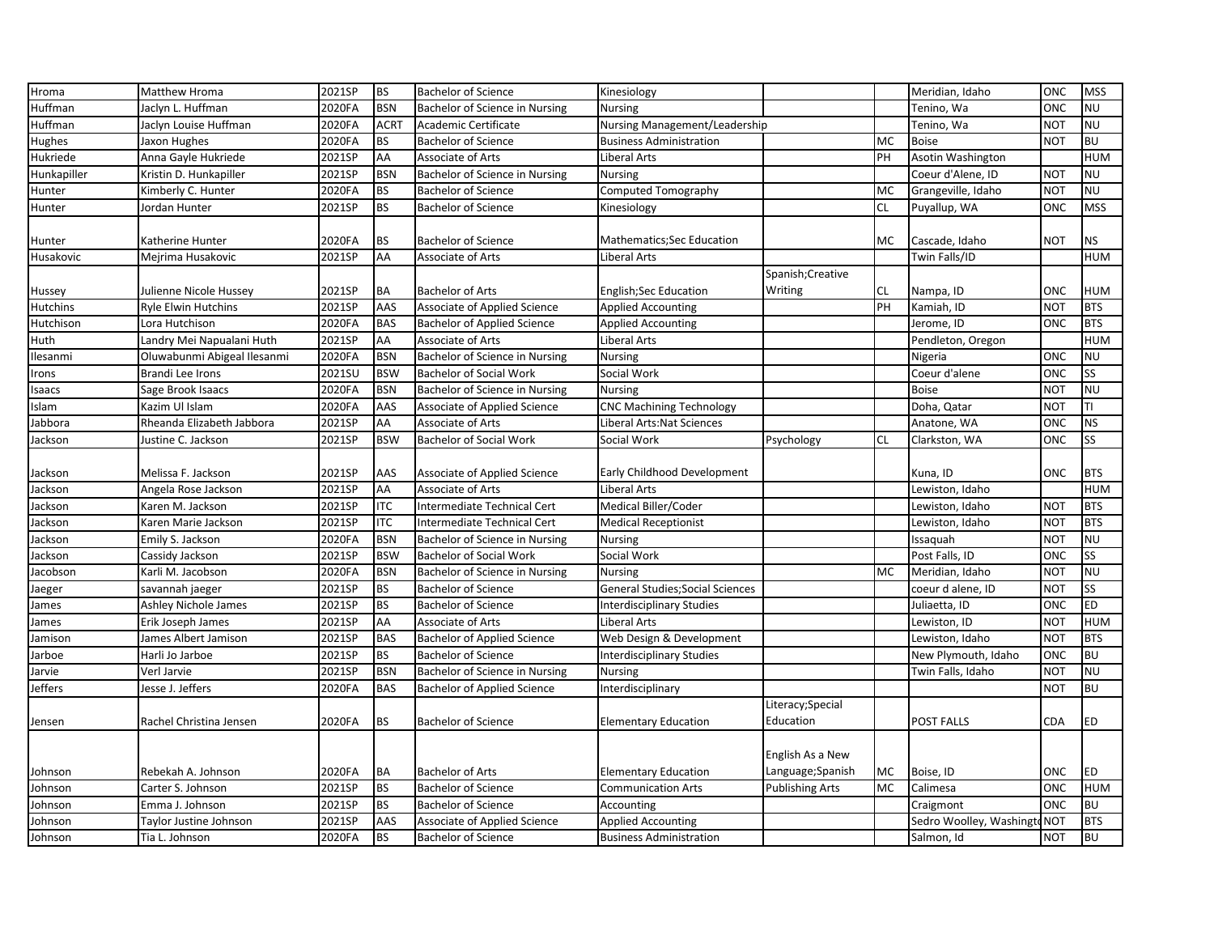| Hroma | Matthew Hroma | 2021SP | BS | Bachelor of Science | Kinesiology | | | Meridian, Idaho | ONC | MSS |
|---|---|---|---|---|---|---|---|---|---|---|
| Huffman | Jaclyn L. Huffman | 2020FA | BSN | Bachelor of Science in Nursing | Nursing | | | Tenino, Wa | ONC | NU |
| Huffman | Jaclyn Louise Huffman | 2020FA | ACRT | Academic Certificate | Nursing Management/Leadership | | | Tenino, Wa | NOT | NU |
| Hughes | Jaxon Hughes | 2020FA | BS | Bachelor of Science | Business Administration | | MC | Boise | NOT | BU |
| Hukriede | Anna Gayle Hukriede | 2021SP | AA | Associate of Arts | Liberal Arts | | PH | Asotin Washington | | HUM |
| Hunkapiller | Kristin D. Hunkapiller | 2021SP | BSN | Bachelor of Science in Nursing | Nursing | | | Coeur d'Alene, ID | NOT | NU |
| Hunter | Kimberly C. Hunter | 2020FA | BS | Bachelor of Science | Computed Tomography | | MC | Grangeville, Idaho | NOT | NU |
| Hunter | Jordan Hunter | 2021SP | BS | Bachelor of Science | Kinesiology | | CL | Puyallup, WA | ONC | MSS |
| Hunter | Katherine Hunter | 2020FA | BS | Bachelor of Science | Mathematics;Sec Education | | MC | Cascade, Idaho | NOT | NS |
| Husakovic | Mejrima Husakovic | 2021SP | AA | Associate of Arts | Liberal Arts | | | Twin Falls/ID | | HUM |
| Hussey | Julienne Nicole Hussey | 2021SP | BA | Bachelor of Arts | English;Sec Education | Spanish;Creative Writing | CL | Nampa, ID | ONC | HUM |
| Hutchins | Ryle Elwin Hutchins | 2021SP | AAS | Associate of Applied Science | Applied Accounting | | PH | Kamiah, ID | NOT | BTS |
| Hutchison | Lora Hutchison | 2020FA | BAS | Bachelor of Applied Science | Applied Accounting | | | Jerome, ID | ONC | BTS |
| Huth | Landry Mei Napualani Huth | 2021SP | AA | Associate of Arts | Liberal Arts | | | Pendleton, Oregon | | HUM |
| Ilesanmi | Oluwabunmi Abigeal Ilesanmi | 2020FA | BSN | Bachelor of Science in Nursing | Nursing | | | Nigeria | ONC | NU |
| Irons | Brandi Lee Irons | 2021SU | BSW | Bachelor of Social Work | Social Work | | | Coeur d'alene | ONC | SS |
| Isaacs | Sage Brook Isaacs | 2020FA | BSN | Bachelor of Science in Nursing | Nursing | | | Boise | NOT | NU |
| Islam | Kazim Ul Islam | 2020FA | AAS | Associate of Applied Science | CNC Machining Technology | | | Doha, Qatar | NOT | TI |
| Jabbora | Rheanda Elizabeth Jabbora | 2021SP | AA | Associate of Arts | Liberal Arts:Nat Sciences | | | Anatone, WA | ONC | NS |
| Jackson | Justine C. Jackson | 2021SP | BSW | Bachelor of Social Work | Social Work | Psychology | CL | Clarkston, WA | ONC | SS |
| Jackson | Melissa F. Jackson | 2021SP | AAS | Associate of Applied Science | Early Childhood Development | | | Kuna, ID | ONC | BTS |
| Jackson | Angela Rose Jackson | 2021SP | AA | Associate of Arts | Liberal Arts | | | Lewiston, Idaho | | HUM |
| Jackson | Karen M. Jackson | 2021SP | ITC | Intermediate Technical Cert | Medical Biller/Coder | | | Lewiston, Idaho | NOT | BTS |
| Jackson | Karen Marie Jackson | 2021SP | ITC | Intermediate Technical Cert | Medical Receptionist | | | Lewiston, Idaho | NOT | BTS |
| Jackson | Emily S. Jackson | 2020FA | BSN | Bachelor of Science in Nursing | Nursing | | | Issaquah | NOT | NU |
| Jackson | Cassidy Jackson | 2021SP | BSW | Bachelor of Social Work | Social Work | | | Post Falls, ID | ONC | SS |
| Jacobson | Karli M. Jacobson | 2020FA | BSN | Bachelor of Science in Nursing | Nursing | | MC | Meridian, Idaho | NOT | NU |
| Jaeger | savannah jaeger | 2021SP | BS | Bachelor of Science | General Studies;Social Sciences | | | coeur d alene, ID | NOT | SS |
| James | Ashley Nichole James | 2021SP | BS | Bachelor of Science | Interdisciplinary Studies | | | Juliaetta, ID | ONC | ED |
| James | Erik Joseph James | 2021SP | AA | Associate of Arts | Liberal Arts | | | Lewiston, ID | NOT | HUM |
| Jamison | James Albert Jamison | 2021SP | BAS | Bachelor of Applied Science | Web Design & Development | | | Lewiston, Idaho | NOT | BTS |
| Jarboe | Harli Jo Jarboe | 2021SP | BS | Bachelor of Science | Interdisciplinary Studies | | | New Plymouth, Idaho | ONC | BU |
| Jarvie | Verl Jarvie | 2021SP | BSN | Bachelor of Science in Nursing | Nursing | | | Twin Falls, Idaho | NOT | NU |
| Jeffers | Jesse J. Jeffers | 2020FA | BAS | Bachelor of Applied Science | Interdisciplinary | | | | NOT | BU |
| Jensen | Rachel Christina Jensen | 2020FA | BS | Bachelor of Science | Elementary Education | Literacy;Special Education | | POST FALLS | CDA | ED |
| Johnson | Rebekah A. Johnson | 2020FA | BA | Bachelor of Arts | Elementary Education | English As a New Language;Spanish | MC | Boise, ID | ONC | ED |
| Johnson | Carter S. Johnson | 2021SP | BS | Bachelor of Science | Communication Arts | Publishing Arts | MC | Calimesa | ONC | HUM |
| Johnson | Emma J. Johnson | 2021SP | BS | Bachelor of Science | Accounting | | | Craigmont | ONC | BU |
| Johnson | Taylor Justine Johnson | 2021SP | AAS | Associate of Applied Science | Applied Accounting | | | Sedro Woolley, Washingto | NOT | BTS |
| Johnson | Tia L. Johnson | 2020FA | BS | Bachelor of Science | Business Administration | | | Salmon, Id | NOT | BU |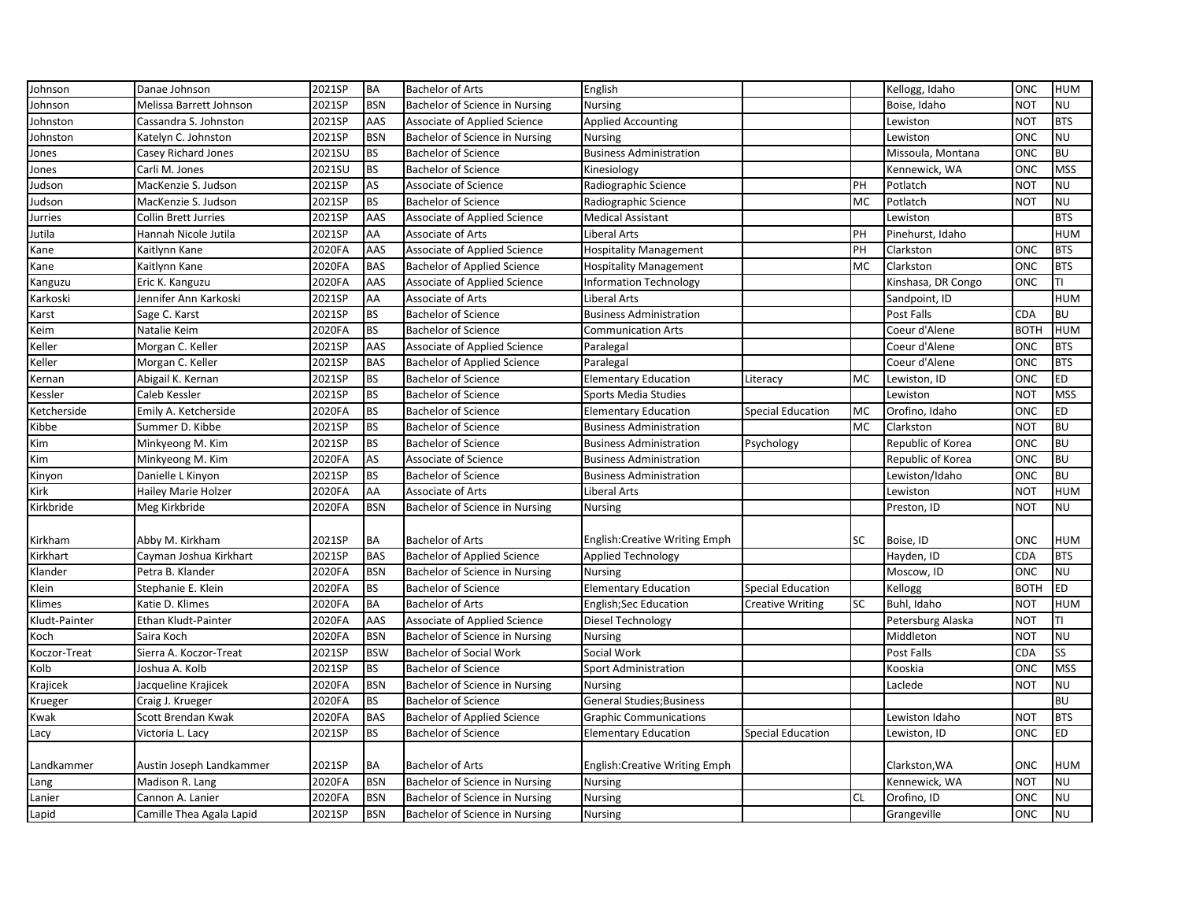| | | | | | | | | | | |
|---|---|---|---|---|---|---|---|---|---|---|
| Johnson | Danae Johnson | 2021SP | BA | Bachelor of Arts | English | | | Kellogg, Idaho | ONC | HUM |
| Johnson | Melissa Barrett Johnson | 2021SP | BSN | Bachelor of Science in Nursing | Nursing | | | Boise, Idaho | NOT | NU |
| Johnston | Cassandra S. Johnston | 2021SP | AAS | Associate of Applied Science | Applied Accounting | | | Lewiston | NOT | BTS |
| Johnston | Katelyn C. Johnston | 2021SP | BSN | Bachelor of Science in Nursing | Nursing | | | Lewiston | ONC | NU |
| Jones | Casey Richard Jones | 2021SU | BS | Bachelor of Science | Business Administration | | | Missoula, Montana | ONC | BU |
| Jones | Carli M. Jones | 2021SU | BS | Bachelor of Science | Kinesiology | | | Kennewick, WA | ONC | MSS |
| Judson | MacKenzie S. Judson | 2021SP | AS | Associate of Science | Radiographic Science | | PH | Potlatch | NOT | NU |
| Judson | MacKenzie S. Judson | 2021SP | BS | Bachelor of Science | Radiographic Science | | MC | Potlatch | NOT | NU |
| Jurries | Collin Brett Jurries | 2021SP | AAS | Associate of Applied Science | Medical Assistant | | | Lewiston | | BTS |
| Jutila | Hannah Nicole Jutila | 2021SP | AA | Associate of Arts | Liberal Arts | | PH | Pinehurst, Idaho | | HUM |
| Kane | Kaitlynn Kane | 2020FA | AAS | Associate of Applied Science | Hospitality Management | | PH | Clarkston | ONC | BTS |
| Kane | Kaitlynn Kane | 2020FA | BAS | Bachelor of Applied Science | Hospitality Management | | MC | Clarkston | ONC | BTS |
| Kanguzu | Eric K. Kanguzu | 2020FA | AAS | Associate of Applied Science | Information Technology | | | Kinshasa, DR Congo | ONC | TI |
| Karkoski | Jennifer Ann Karkoski | 2021SP | AA | Associate of Arts | Liberal Arts | | | Sandpoint, ID | | HUM |
| Karst | Sage C. Karst | 2021SP | BS | Bachelor of Science | Business Administration | | | Post Falls | CDA | BU |
| Keim | Natalie Keim | 2020FA | BS | Bachelor of Science | Communication Arts | | | Coeur d'Alene | BOTH | HUM |
| Keller | Morgan C. Keller | 2021SP | AAS | Associate of Applied Science | Paralegal | | | Coeur d'Alene | ONC | BTS |
| Keller | Morgan C. Keller | 2021SP | BAS | Bachelor of Applied Science | Paralegal | | | Coeur d'Alene | ONC | BTS |
| Kernan | Abigail K. Kernan | 2021SP | BS | Bachelor of Science | Elementary Education | Literacy | MC | Lewiston, ID | ONC | ED |
| Kessler | Caleb Kessler | 2021SP | BS | Bachelor of Science | Sports Media Studies | | | Lewiston | NOT | MSS |
| Ketcherside | Emily A. Ketcherside | 2020FA | BS | Bachelor of Science | Elementary Education | Special Education | MC | Orofino, Idaho | ONC | ED |
| Kibbe | Summer D. Kibbe | 2021SP | BS | Bachelor of Science | Business Administration | | MC | Clarkston | NOT | BU |
| Kim | Minkyeong M. Kim | 2021SP | BS | Bachelor of Science | Business Administration | Psychology | | Republic of Korea | ONC | BU |
| Kim | Minkyeong M. Kim | 2020FA | AS | Associate of Science | Business Administration | | | Republic of Korea | ONC | BU |
| Kinyon | Danielle L Kinyon | 2021SP | BS | Bachelor of Science | Business Administration | | | Lewiston/Idaho | ONC | BU |
| Kirk | Hailey Marie Holzer | 2020FA | AA | Associate of Arts | Liberal Arts | | | Lewiston | NOT | HUM |
| Kirkbride | Meg Kirkbride | 2020FA | BSN | Bachelor of Science in Nursing | Nursing | | | Preston, ID | NOT | NU |
| Kirkham | Abby M. Kirkham | 2021SP | BA | Bachelor of Arts | English:Creative Writing Emph | | SC | Boise, ID | ONC | HUM |
| Kirkhart | Cayman Joshua Kirkhart | 2021SP | BAS | Bachelor of Applied Science | Applied Technology | | | Hayden, ID | CDA | BTS |
| Klander | Petra B. Klander | 2020FA | BSN | Bachelor of Science in Nursing | Nursing | | | Moscow, ID | ONC | NU |
| Klein | Stephanie E. Klein | 2020FA | BS | Bachelor of Science | Elementary Education | Special Education | | Kellogg | BOTH | ED |
| Klimes | Katie D. Klimes | 2020FA | BA | Bachelor of Arts | English;Sec Education | Creative Writing | SC | Buhl, Idaho | NOT | HUM |
| Kludt-Painter | Ethan Kludt-Painter | 2020FA | AAS | Associate of Applied Science | Diesel Technology | | | Petersburg Alaska | NOT | TI |
| Koch | Saira Koch | 2020FA | BSN | Bachelor of Science in Nursing | Nursing | | | Middleton | NOT | NU |
| Koczor-Treat | Sierra A. Koczor-Treat | 2021SP | BSW | Bachelor of Social Work | Social Work | | | Post Falls | CDA | SS |
| Kolb | Joshua A. Kolb | 2021SP | BS | Bachelor of Science | Sport Administration | | | Kooskia | ONC | MSS |
| Krajicek | Jacqueline Krajicek | 2020FA | BSN | Bachelor of Science in Nursing | Nursing | | | Laclede | NOT | NU |
| Krueger | Craig J. Krueger | 2020FA | BS | Bachelor of Science | General Studies;Business | | | | | BU |
| Kwak | Scott Brendan Kwak | 2020FA | BAS | Bachelor of Applied Science | Graphic Communications | | | Lewiston Idaho | NOT | BTS |
| Lacy | Victoria L. Lacy | 2021SP | BS | Bachelor of Science | Elementary Education | Special Education | | Lewiston, ID | ONC | ED |
| Landkammer | Austin Joseph Landkammer | 2021SP | BA | Bachelor of Arts | English:Creative Writing Emph | | | Clarkston,WA | ONC | HUM |
| Lang | Madison R. Lang | 2020FA | BSN | Bachelor of Science in Nursing | Nursing | | | Kennewick, WA | NOT | NU |
| Lanier | Cannon A. Lanier | 2020FA | BSN | Bachelor of Science in Nursing | Nursing | | CL | Orofino, ID | ONC | NU |
| Lapid | Camille Thea Agala Lapid | 2021SP | BSN | Bachelor of Science in Nursing | Nursing | | | Grangeville | ONC | NU |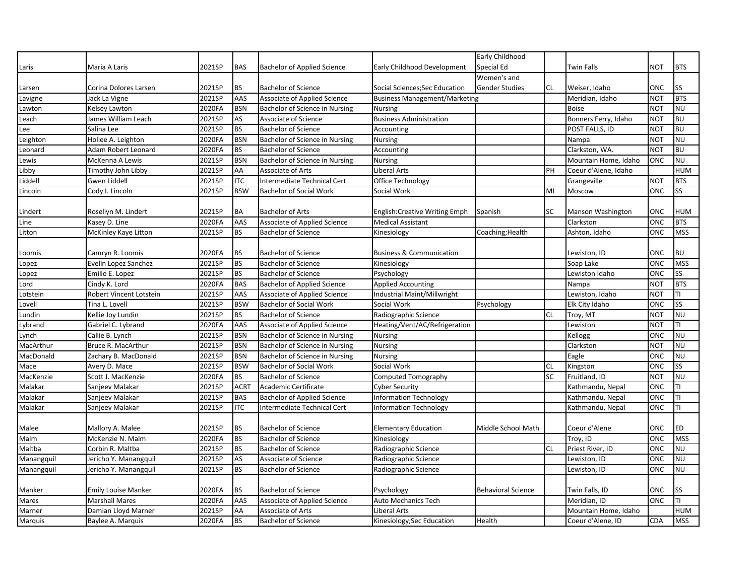| | | | | | | | | | | |
|---|---|---|---|---|---|---|---|---|---|---|
| Laris | Maria A Laris | 2021SP | BAS | Bachelor of Applied Science | Early Childhood Development | Early Childhood Special Ed | | Twin Falls | NOT | BTS |
| Larsen | Corina Dolores Larsen | 2021SP | BS | Bachelor of Science | Social Sciences;Sec Education | Women's and Gender Studies | CL | Weiser, Idaho | ONC | SS |
| Lavigne | Jack La Vigne | 2021SP | AAS | Associate of Applied Science | Business Management/Marketing | | | Meridian, Idaho | NOT | BTS |
| Lawton | Kelsey Lawton | 2020FA | BSN | Bachelor of Science in Nursing | Nursing | | | Boise | NOT | NU |
| Leach | James William Leach | 2021SP | AS | Associate of Science | Business Administration | | | Bonners Ferry, Idaho | NOT | BU |
| Lee | Salina Lee | 2021SP | BS | Bachelor of Science | Accounting | | | POST FALLS, ID | NOT | BU |
| Leighton | Hollee A. Leighton | 2020FA | BSN | Bachelor of Science in Nursing | Nursing | | | Nampa | NOT | NU |
| Leonard | Adam Robert Leonard | 2020FA | BS | Bachelor of Science | Accounting | | | Clarkston, WA. | NOT | BU |
| Lewis | McKenna A Lewis | 2021SP | BSN | Bachelor of Science in Nursing | Nursing | | | Mountain Home, Idaho | ONC | NU |
| Libby | Timothy John Libby | 2021SP | AA | Associate of Arts | Liberal Arts | | PH | Coeur d'Alene, Idaho | | HUM |
| Liddell | Gwen Liddell | 2021SP | ITC | Intermediate Technical Cert | Office Technology | | | Grangeville | NOT | BTS |
| Lincoln | Cody I. Lincoln | 2021SP | BSW | Bachelor of Social Work | Social Work | | MI | Moscow | ONC | SS |
| Lindert | Rosellyn M. Lindert | 2021SP | BA | Bachelor of Arts | English:Creative Writing Emph | Spanish | SC | Manson Washington | ONC | HUM |
| Line | Kasey D. Line | 2020FA | AAS | Associate of Applied Science | Medical Assistant | | | Clarkston | ONC | BTS |
| Litton | McKinley Kaye Litton | 2021SP | BS | Bachelor of Science | Kinesiology | Coaching;Health | | Ashton, Idaho | ONC | MSS |
| Loomis | Camryn R. Loomis | 2020FA | BS | Bachelor of Science | Business & Communication | | | Lewiston, ID | ONC | BU |
| Lopez | Evelin Lopez Sanchez | 2021SP | BS | Bachelor of Science | Kinesiology | | | Soap Lake | ONC | MSS |
| Lopez | Emilio E. Lopez | 2021SP | BS | Bachelor of Science | Psychology | | | Lewiston Idaho | ONC | SS |
| Lord | Cindy K. Lord | 2020FA | BAS | Bachelor of Applied Science | Applied Accounting | | | Nampa | NOT | BTS |
| Lotstein | Robert Vincent Lotstein | 2021SP | AAS | Associate of Applied Science | Industrial Maint/Millwright | | | Lewiston, Idaho | NOT | TI |
| Lovell | Tina L. Lovell | 2021SP | BSW | Bachelor of Social Work | Social Work | Psychology | | Elk City Idaho | ONC | SS |
| Lundin | Kellie Joy Lundin | 2021SP | BS | Bachelor of Science | Radiographic Science | | CL | Troy, MT | NOT | NU |
| Lybrand | Gabriel C. Lybrand | 2020FA | AAS | Associate of Applied Science | Heating/Vent/AC/Refrigeration | | | Lewiston | NOT | TI |
| Lynch | Callie B. Lynch | 2021SP | BSN | Bachelor of Science in Nursing | Nursing | | | Kellogg | ONC | NU |
| MacArthur | Bruce R. MacArthur | 2021SP | BSN | Bachelor of Science in Nursing | Nursing | | | Clarkston | NOT | NU |
| MacDonald | Zachary B. MacDonald | 2021SP | BSN | Bachelor of Science in Nursing | Nursing | | | Eagle | ONC | NU |
| Mace | Avery D. Mace | 2021SP | BSW | Bachelor of Social Work | Social Work | | CL | Kingston | ONC | SS |
| MacKenzie | Scott J. MacKenzie | 2020FA | BS | Bachelor of Science | Computed Tomography | | SC | Fruitland, ID | NOT | NU |
| Malakar | Sanjeev Malakar | 2021SP | ACRT | Academic Certificate | Cyber Security | | | Kathmandu, Nepal | ONC | TI |
| Malakar | Sanjeev Malakar | 2021SP | BAS | Bachelor of Applied Science | Information Technology | | | Kathmandu, Nepal | ONC | TI |
| Malakar | Sanjeev Malakar | 2021SP | ITC | Intermediate Technical Cert | Information Technology | | | Kathmandu, Nepal | ONC | TI |
| Malee | Mallory A. Malee | 2021SP | BS | Bachelor of Science | Elementary Education | Middle School Math | | Coeur d'Alene | ONC | ED |
| Malm | McKenzie N. Malm | 2020FA | BS | Bachelor of Science | Kinesiology | | | Troy, ID | ONC | MSS |
| Maltba | Corbin R. Maltba | 2021SP | BS | Bachelor of Science | Radiographic Science | | CL | Priest River, ID | ONC | NU |
| Manangquil | Jericho Y. Manangquil | 2021SP | AS | Associate of Science | Radiographic Science | | | Lewiston, ID | ONC | NU |
| Manangquil | Jericho Y. Manangquil | 2021SP | BS | Bachelor of Science | Radiographic Science | | | Lewiston, ID | ONC | NU |
| Manker | Emily Louise Manker | 2020FA | BS | Bachelor of Science | Psychology | Behavioral Science | | Twin Falls, ID | ONC | SS |
| Mares | Marshall Mares | 2020FA | AAS | Associate of Applied Science | Auto Mechanics Tech | | | Meridian, ID | ONC | TI |
| Marner | Damian Lloyd Marner | 2021SP | AA | Associate of Arts | Liberal Arts | | | Mountain Home, Idaho | | HUM |
| Marquis | Baylee A. Marquis | 2020FA | BS | Bachelor of Science | Kinesiology;Sec Education | Health | | Coeur d'Alene, ID | CDA | MSS |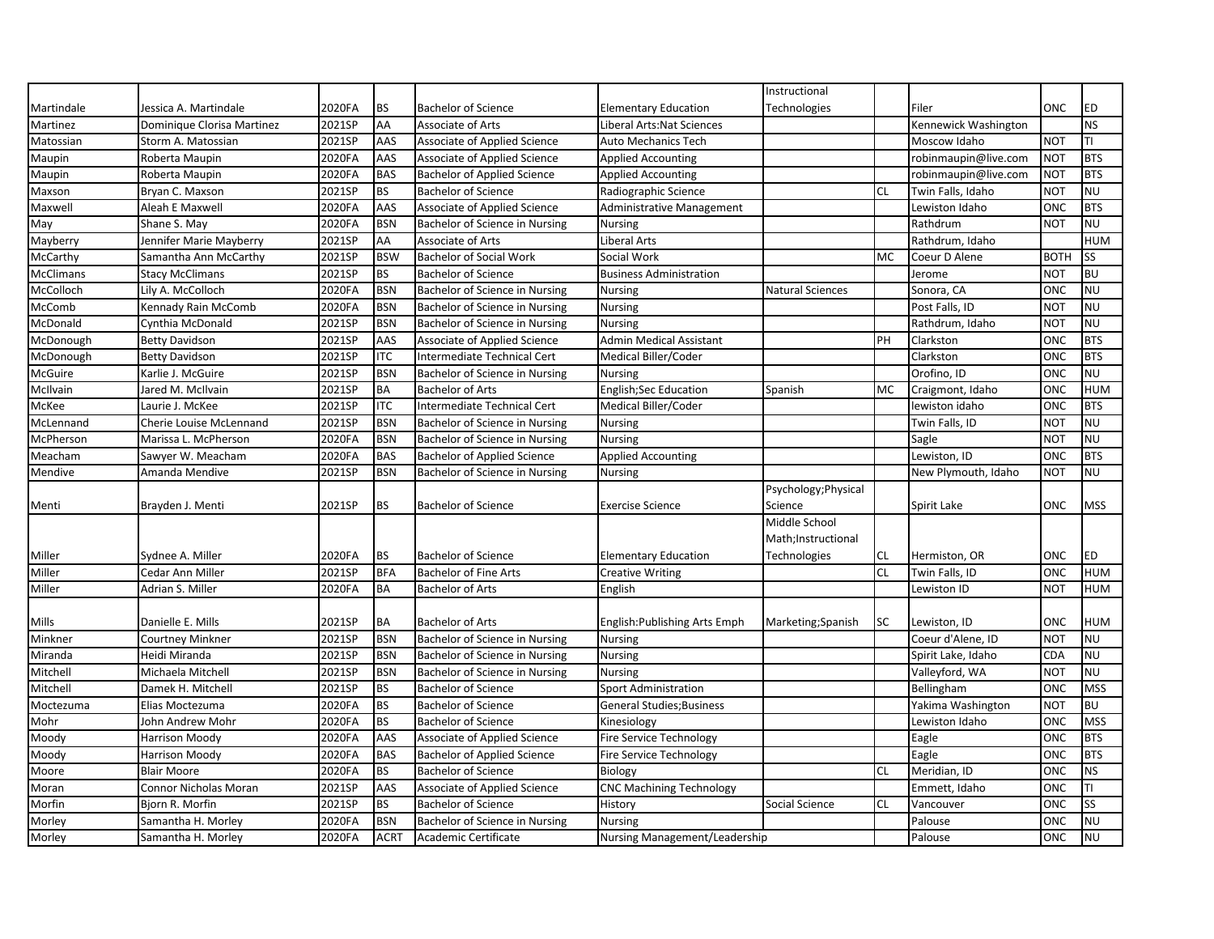| | | | | | | | | | | |
|---|---|---|---|---|---|---|---|---|---|---|
| Martindale | Jessica A. Martindale | 2020FA | BS | Bachelor of Science | Elementary Education | Instructional Technologies | | Filer | ONC | ED |
| Martinez | Dominique Clorisa Martinez | 2021SP | AA | Associate of Arts | Liberal Arts:Nat Sciences | | | Kennewick Washington | | NS |
| Matossian | Storm A. Matossian | 2021SP | AAS | Associate of Applied Science | Auto Mechanics Tech | | | Moscow Idaho | NOT | TI |
| Maupin | Roberta Maupin | 2020FA | AAS | Associate of Applied Science | Applied Accounting | | | robinmaupin@live.com | NOT | BTS |
| Maupin | Roberta Maupin | 2020FA | BAS | Bachelor of Applied Science | Applied Accounting | | | robinmaupin@live.com | NOT | BTS |
| Maxson | Bryan C. Maxson | 2021SP | BS | Bachelor of Science | Radiographic Science | | CL | Twin Falls, Idaho | NOT | NU |
| Maxwell | Aleah E Maxwell | 2020FA | AAS | Associate of Applied Science | Administrative Management | | | Lewiston Idaho | ONC | BTS |
| May | Shane S. May | 2020FA | BSN | Bachelor of Science in Nursing | Nursing | | | Rathdrum | NOT | NU |
| Mayberry | Jennifer Marie Mayberry | 2021SP | AA | Associate of Arts | Liberal Arts | | | Rathdrum, Idaho | | HUM |
| McCarthy | Samantha Ann McCarthy | 2021SP | BSW | Bachelor of Social Work | Social Work | | MC | Coeur D Alene | BOTH | SS |
| McClimans | Stacy McClimans | 2021SP | BS | Bachelor of Science | Business Administration | | | Jerome | NOT | BU |
| McColloch | Lily A. McColloch | 2020FA | BSN | Bachelor of Science in Nursing | Nursing | Natural Sciences | | Sonora, CA | ONC | NU |
| McComb | Kennady Rain McComb | 2020FA | BSN | Bachelor of Science in Nursing | Nursing | | | Post Falls, ID | NOT | NU |
| McDonald | Cynthia McDonald | 2021SP | BSN | Bachelor of Science in Nursing | Nursing | | | Rathdrum, Idaho | NOT | NU |
| McDonough | Betty Davidson | 2021SP | AAS | Associate of Applied Science | Admin Medical Assistant | | PH | Clarkston | ONC | BTS |
| McDonough | Betty Davidson | 2021SP | ITC | Intermediate Technical Cert | Medical Biller/Coder | | | Clarkston | ONC | BTS |
| McGuire | Karlie J. McGuire | 2021SP | BSN | Bachelor of Science in Nursing | Nursing | | | Orofino, ID | ONC | NU |
| McIlvain | Jared M. McIlvain | 2021SP | BA | Bachelor of Arts | English;Sec Education | Spanish | MC | Craigmont, Idaho | ONC | HUM |
| McKee | Laurie J. McKee | 2021SP | ITC | Intermediate Technical Cert | Medical Biller/Coder | | | lewiston idaho | ONC | BTS |
| McLennand | Cherie Louise McLennand | 2021SP | BSN | Bachelor of Science in Nursing | Nursing | | | Twin Falls, ID | NOT | NU |
| McPherson | Marissa L. McPherson | 2020FA | BSN | Bachelor of Science in Nursing | Nursing | | | Sagle | NOT | NU |
| Meacham | Sawyer W. Meacham | 2020FA | BAS | Bachelor of Applied Science | Applied Accounting | | | Lewiston, ID | ONC | BTS |
| Mendive | Amanda Mendive | 2021SP | BSN | Bachelor of Science in Nursing | Nursing | | | New Plymouth, Idaho | NOT | NU |
| Menti | Brayden J. Menti | 2021SP | BS | Bachelor of Science | Exercise Science | Psychology;Physical Science | | Spirit Lake | ONC | MSS |
| Miller | Sydnee A. Miller | 2020FA | BS | Bachelor of Science | Elementary Education | Middle School Math;Instructional Technologies | CL | Hermiston, OR | ONC | ED |
| Miller | Cedar Ann Miller | 2021SP | BFA | Bachelor of Fine Arts | Creative Writing | | CL | Twin Falls, ID | ONC | HUM |
| Miller | Adrian S. Miller | 2020FA | BA | Bachelor of Arts | English | | | Lewiston ID | NOT | HUM |
| Mills | Danielle E. Mills | 2021SP | BA | Bachelor of Arts | English:Publishing Arts Emph | Marketing;Spanish | SC | Lewiston, ID | ONC | HUM |
| Minkner | Courtney Minkner | 2021SP | BSN | Bachelor of Science in Nursing | Nursing | | | Coeur d'Alene, ID | NOT | NU |
| Miranda | Heidi Miranda | 2021SP | BSN | Bachelor of Science in Nursing | Nursing | | | Spirit Lake, Idaho | CDA | NU |
| Mitchell | Michaela Mitchell | 2021SP | BSN | Bachelor of Science in Nursing | Nursing | | | Valleyford, WA | NOT | NU |
| Mitchell | Damek H. Mitchell | 2021SP | BS | Bachelor of Science | Sport Administration | | | Bellingham | ONC | MSS |
| Moctezuma | Elias Moctezuma | 2020FA | BS | Bachelor of Science | General Studies;Business | | | Yakima Washington | NOT | BU |
| Mohr | John Andrew Mohr | 2020FA | BS | Bachelor of Science | Kinesiology | | | Lewiston Idaho | ONC | MSS |
| Moody | Harrison Moody | 2020FA | AAS | Associate of Applied Science | Fire Service Technology | | | Eagle | ONC | BTS |
| Moody | Harrison Moody | 2020FA | BAS | Bachelor of Applied Science | Fire Service Technology | | | Eagle | ONC | BTS |
| Moore | Blair Moore | 2020FA | BS | Bachelor of Science | Biology | | CL | Meridian, ID | ONC | NS |
| Moran | Connor Nicholas Moran | 2021SP | AAS | Associate of Applied Science | CNC Machining Technology | | | Emmett, Idaho | ONC | TI |
| Morfin | Bjorn R. Morfin | 2021SP | BS | Bachelor of Science | History | Social Science | CL | Vancouver | ONC | SS |
| Morley | Samantha H. Morley | 2020FA | BSN | Bachelor of Science in Nursing | Nursing | | | Palouse | ONC | NU |
| Morley | Samantha H. Morley | 2020FA | ACRT | Academic Certificate | Nursing Management/Leadership | | | Palouse | ONC | NU |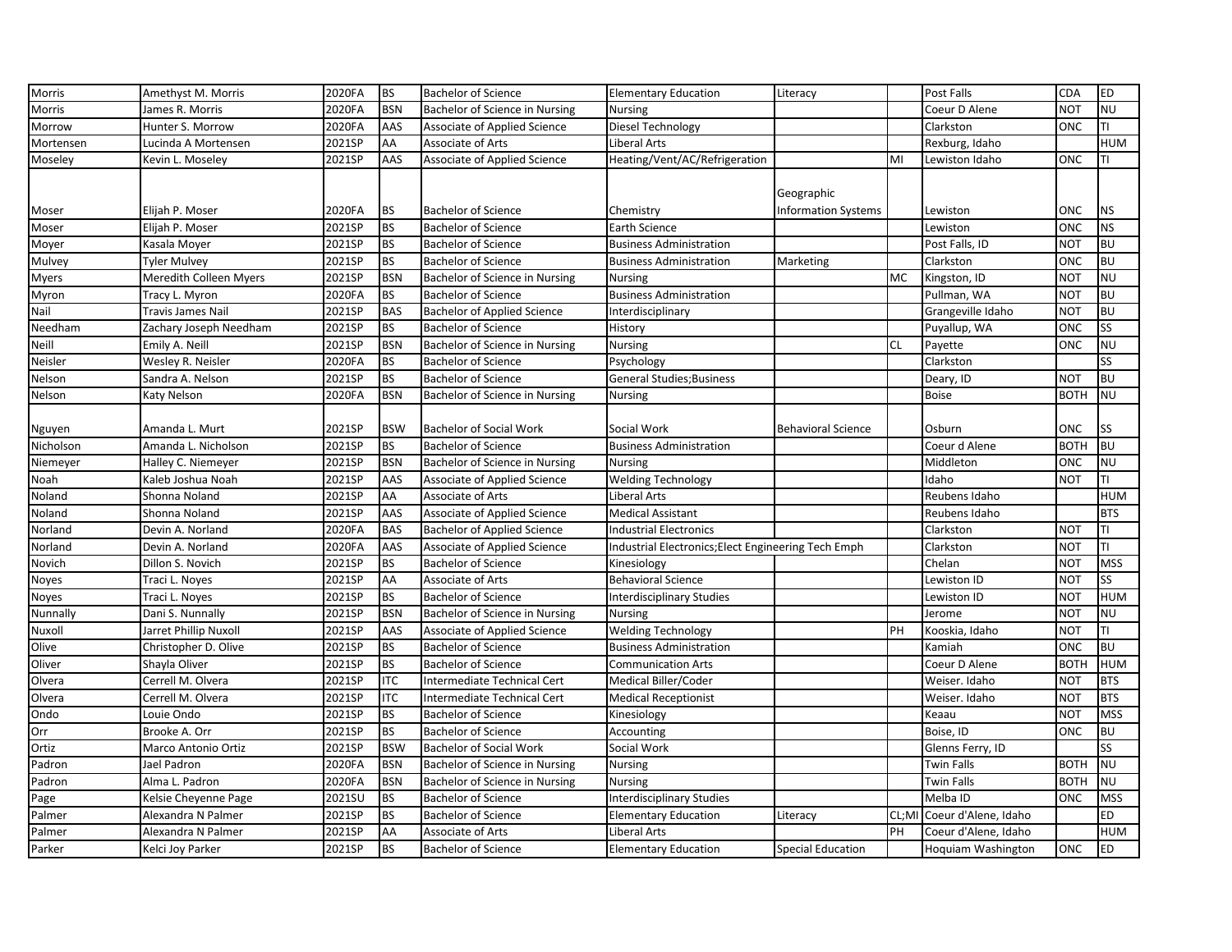| Morris | Amethyst M. Morris | 2020FA | BS | Bachelor of Science | Elementary Education | Literacy | | Post Falls | CDA | ED |
|---|---|---|---|---|---|---|---|---|---|---|
| Morris | James R. Morris | 2020FA | BSN | Bachelor of Science in Nursing | Nursing | | | Coeur D Alene | NOT | NU |
| Morrow | Hunter S. Morrow | 2020FA | AAS | Associate of Applied Science | Diesel Technology | | | Clarkston | ONC | TI |
| Mortensen | Lucinda A Mortensen | 2021SP | AA | Associate of Arts | Liberal Arts | | | Rexburg, Idaho | | HUM |
| Moseley | Kevin L. Moseley | 2021SP | AAS | Associate of Applied Science | Heating/Vent/AC/Refrigeration | | MI | Lewiston Idaho | ONC | TI |
| Moser | Elijah P. Moser | 2020FA | BS | Bachelor of Science | Chemistry | Geographic Information Systems | | Lewiston | ONC | NS |
| Moser | Elijah P. Moser | 2021SP | BS | Bachelor of Science | Earth Science | | | Lewiston | ONC | NS |
| Moyer | Kasala Moyer | 2021SP | BS | Bachelor of Science | Business Administration | | | Post Falls, ID | NOT | BU |
| Mulvey | Tyler Mulvey | 2021SP | BS | Bachelor of Science | Business Administration | Marketing | | Clarkston | ONC | BU |
| Myers | Meredith Colleen Myers | 2021SP | BSN | Bachelor of Science in Nursing | Nursing | | MC | Kingston, ID | NOT | NU |
| Myron | Tracy L. Myron | 2020FA | BS | Bachelor of Science | Business Administration | | | Pullman, WA | NOT | BU |
| Nail | Travis James Nail | 2021SP | BAS | Bachelor of Applied Science | Interdisciplinary | | | Grangeville Idaho | NOT | BU |
| Needham | Zachary Joseph Needham | 2021SP | BS | Bachelor of Science | History | | | Puyallup, WA | ONC | SS |
| Neill | Emily A. Neill | 2021SP | BSN | Bachelor of Science in Nursing | Nursing | | CL | Payette | ONC | NU |
| Neisler | Wesley R. Neisler | 2020FA | BS | Bachelor of Science | Psychology | | | Clarkston | | SS |
| Nelson | Sandra A. Nelson | 2021SP | BS | Bachelor of Science | General Studies;Business | | | Deary, ID | NOT | BU |
| Nelson | Katy Nelson | 2020FA | BSN | Bachelor of Science in Nursing | Nursing | | | Boise | BOTH | NU |
| Nguyen | Amanda L. Murt | 2021SP | BSW | Bachelor of Social Work | Social Work | Behavioral Science | | Osburn | ONC | SS |
| Nicholson | Amanda L. Nicholson | 2021SP | BS | Bachelor of Science | Business Administration | | | Coeur d Alene | BOTH | BU |
| Niemeyer | Halley C. Niemeyer | 2021SP | BSN | Bachelor of Science in Nursing | Nursing | | | Middleton | ONC | NU |
| Noah | Kaleb Joshua Noah | 2021SP | AAS | Associate of Applied Science | Welding Technology | | | Idaho | NOT | TI |
| Noland | Shonna Noland | 2021SP | AA | Associate of Arts | Liberal Arts | | | Reubens Idaho | | HUM |
| Noland | Shonna Noland | 2021SP | AAS | Associate of Applied Science | Medical Assistant | | | Reubens Idaho | | BTS |
| Norland | Devin A. Norland | 2020FA | BAS | Bachelor of Applied Science | Industrial Electronics | | | Clarkston | NOT | TI |
| Norland | Devin A. Norland | 2020FA | AAS | Associate of Applied Science | Industrial Electronics;Elect Engineering Tech Emph | | | Clarkston | NOT | TI |
| Novich | Dillon S. Novich | 2021SP | BS | Bachelor of Science | Kinesiology | | | Chelan | NOT | MSS |
| Noyes | Traci L. Noyes | 2021SP | AA | Associate of Arts | Behavioral Science | | | Lewiston ID | NOT | SS |
| Noyes | Traci L. Noyes | 2021SP | BS | Bachelor of Science | Interdisciplinary Studies | | | Lewiston ID | NOT | HUM |
| Nunnally | Dani S. Nunnally | 2021SP | BSN | Bachelor of Science in Nursing | Nursing | | | Jerome | NOT | NU |
| Nuxoll | Jarret Phillip Nuxoll | 2021SP | AAS | Associate of Applied Science | Welding Technology | | PH | Kooskia, Idaho | NOT | TI |
| Olive | Christopher D. Olive | 2021SP | BS | Bachelor of Science | Business Administration | | | Kamiah | ONC | BU |
| Oliver | Shayla Oliver | 2021SP | BS | Bachelor of Science | Communication Arts | | | Coeur D Alene | BOTH | HUM |
| Olvera | Cerrell M. Olvera | 2021SP | ITC | Intermediate Technical Cert | Medical Biller/Coder | | | Weiser. Idaho | NOT | BTS |
| Olvera | Cerrell M. Olvera | 2021SP | ITC | Intermediate Technical Cert | Medical Receptionist | | | Weiser. Idaho | NOT | BTS |
| Ondo | Louie Ondo | 2021SP | BS | Bachelor of Science | Kinesiology | | | Keaau | NOT | MSS |
| Orr | Brooke A. Orr | 2021SP | BS | Bachelor of Science | Accounting | | | Boise, ID | ONC | BU |
| Ortiz | Marco Antonio Ortiz | 2021SP | BSW | Bachelor of Social Work | Social Work | | | Glenns Ferry, ID | | SS |
| Padron | Jael Padron | 2020FA | BSN | Bachelor of Science in Nursing | Nursing | | | Twin Falls | BOTH | NU |
| Padron | Alma L. Padron | 2020FA | BSN | Bachelor of Science in Nursing | Nursing | | | Twin Falls | BOTH | NU |
| Page | Kelsie Cheyenne Page | 2021SU | BS | Bachelor of Science | Interdisciplinary Studies | | | Melba ID | ONC | MSS |
| Palmer | Alexandra N Palmer | 2021SP | BS | Bachelor of Science | Elementary Education | Literacy | CL;MI | Coeur d'Alene, Idaho | | ED |
| Palmer | Alexandra N Palmer | 2021SP | AA | Associate of Arts | Liberal Arts | | PH | Coeur d'Alene, Idaho | | HUM |
| Parker | Kelci Joy Parker | 2021SP | BS | Bachelor of Science | Elementary Education | Special Education | | Hoquiam Washington | ONC | ED |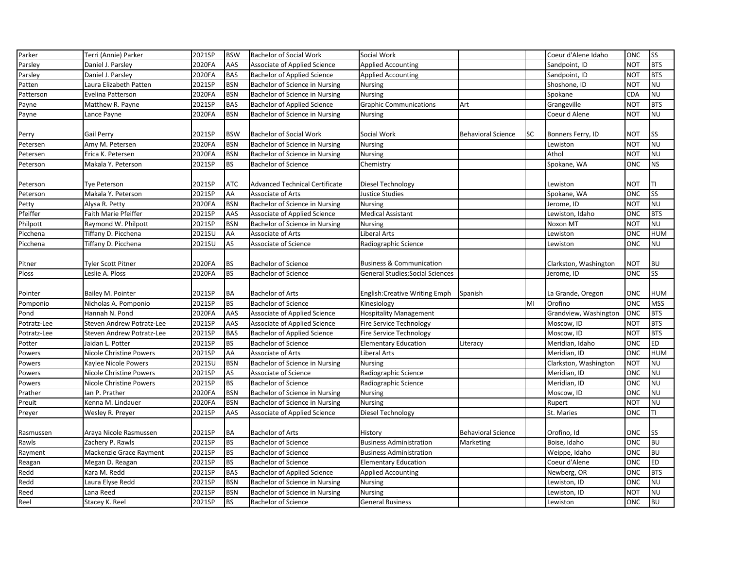| | | | | | | | | | | |
|---|---|---|---|---|---|---|---|---|---|---|
| Parker | Terri (Annie) Parker | 2021SP | BSW | Bachelor of Social Work | Social Work | | | Coeur d'Alene Idaho | ONC | SS |
| Parsley | Daniel J. Parsley | 2020FA | AAS | Associate of Applied Science | Applied Accounting | | | Sandpoint, ID | NOT | BTS |
| Parsley | Daniel J. Parsley | 2020FA | BAS | Bachelor of Applied Science | Applied Accounting | | | Sandpoint, ID | NOT | BTS |
| Patten | Laura Elizabeth Patten | 2021SP | BSN | Bachelor of Science in Nursing | Nursing | | | Shoshone, ID | NOT | NU |
| Patterson | Evelina Patterson | 2020FA | BSN | Bachelor of Science in Nursing | Nursing | | | Spokane | CDA | NU |
| Payne | Matthew R. Payne | 2021SP | BAS | Bachelor of Applied Science | Graphic Communications | Art | | Grangeville | NOT | BTS |
| Payne | Lance Payne | 2020FA | BSN | Bachelor of Science in Nursing | Nursing | | | Coeur d Alene | NOT | NU |
| Perry | Gail Perry | 2021SP | BSW | Bachelor of Social Work | Social Work | Behavioral Science | SC | Bonners Ferry, ID | NOT | SS |
| Petersen | Amy M. Petersen | 2020FA | BSN | Bachelor of Science in Nursing | Nursing | | | Lewiston | NOT | NU |
| Petersen | Erica K. Petersen | 2020FA | BSN | Bachelor of Science in Nursing | Nursing | | | Athol | NOT | NU |
| Peterson | Makala Y. Peterson | 2021SP | BS | Bachelor of Science | Chemistry | | | Spokane, WA | ONC | NS |
| Peterson | Tye Peterson | 2021SP | ATC | Advanced Technical Certificate | Diesel Technology | | | Lewiston | NOT | TI |
| Peterson | Makala Y. Peterson | 2021SP | AA | Associate of Arts | Justice Studies | | | Spokane, WA | ONC | SS |
| Petty | Alysa R. Petty | 2020FA | BSN | Bachelor of Science in Nursing | Nursing | | | Jerome, ID | NOT | NU |
| Pfeiffer | Faith Marie Pfeiffer | 2021SP | AAS | Associate of Applied Science | Medical Assistant | | | Lewiston, Idaho | ONC | BTS |
| Philpott | Raymond W. Philpott | 2021SP | BSN | Bachelor of Science in Nursing | Nursing | | | Noxon MT | NOT | NU |
| Picchena | Tiffany D. Picchena | 2021SU | AA | Associate of Arts | Liberal Arts | | | Lewiston | ONC | HUM |
| Picchena | Tiffany D. Picchena | 2021SU | AS | Associate of Science | Radiographic Science | | | Lewiston | ONC | NU |
| Pitner | Tyler Scott Pitner | 2020FA | BS | Bachelor of Science | Business & Communication | | | Clarkston, Washington | NOT | BU |
| Ploss | Leslie A. Ploss | 2020FA | BS | Bachelor of Science | General Studies;Social Sciences | | | Jerome, ID | ONC | SS |
| Pointer | Bailey M. Pointer | 2021SP | BA | Bachelor of Arts | English:Creative Writing Emph | Spanish | | La Grande, Oregon | ONC | HUM |
| Pomponio | Nicholas A. Pomponio | 2021SP | BS | Bachelor of Science | Kinesiology | | MI | Orofino | ONC | MSS |
| Pond | Hannah N. Pond | 2020FA | AAS | Associate of Applied Science | Hospitality Management | | | Grandview, Washington | ONC | BTS |
| Potratz-Lee | Steven Andrew Potratz-Lee | 2021SP | AAS | Associate of Applied Science | Fire Service Technology | | | Moscow, ID | NOT | BTS |
| Potratz-Lee | Steven Andrew Potratz-Lee | 2021SP | BAS | Bachelor of Applied Science | Fire Service Technology | | | Moscow, ID | NOT | BTS |
| Potter | Jaidan L. Potter | 2021SP | BS | Bachelor of Science | Elementary Education | Literacy | | Meridian, Idaho | ONC | ED |
| Powers | Nicole Christine Powers | 2021SP | AA | Associate of Arts | Liberal Arts | | | Meridian, ID | ONC | HUM |
| Powers | Kaylee Nicole Powers | 2021SU | BSN | Bachelor of Science in Nursing | Nursing | | | Clarkston, Washington | NOT | NU |
| Powers | Nicole Christine Powers | 2021SP | AS | Associate of Science | Radiographic Science | | | Meridian, ID | ONC | NU |
| Powers | Nicole Christine Powers | 2021SP | BS | Bachelor of Science | Radiographic Science | | | Meridian, ID | ONC | NU |
| Prather | Ian P. Prather | 2020FA | BSN | Bachelor of Science in Nursing | Nursing | | | Moscow, ID | ONC | NU |
| Preuit | Kenna M. Lindauer | 2020FA | BSN | Bachelor of Science in Nursing | Nursing | | | Rupert | NOT | NU |
| Preyer | Wesley R. Preyer | 2021SP | AAS | Associate of Applied Science | Diesel Technology | | | St. Maries | ONC | TI |
| Rasmussen | Araya Nicole Rasmussen | 2021SP | BA | Bachelor of Arts | History | Behavioral Science | | Orofino, Id | ONC | SS |
| Rawls | Zachery P. Rawls | 2021SP | BS | Bachelor of Science | Business Administration | Marketing | | Boise, Idaho | ONC | BU |
| Rayment | Mackenzie Grace Rayment | 2021SP | BS | Bachelor of Science | Business Administration | | | Weippe, Idaho | ONC | BU |
| Reagan | Megan D. Reagan | 2021SP | BS | Bachelor of Science | Elementary Education | | | Coeur d'Alene | ONC | ED |
| Redd | Kara M. Redd | 2021SP | BAS | Bachelor of Applied Science | Applied Accounting | | | Newberg, OR | ONC | BTS |
| Redd | Laura Elyse Redd | 2021SP | BSN | Bachelor of Science in Nursing | Nursing | | | Lewiston, ID | ONC | NU |
| Reed | Lana Reed | 2021SP | BSN | Bachelor of Science in Nursing | Nursing | | | Lewiston, ID | NOT | NU |
| Reel | Stacey K. Reel | 2021SP | BS | Bachelor of Science | General Business | | | Lewiston | ONC | BU |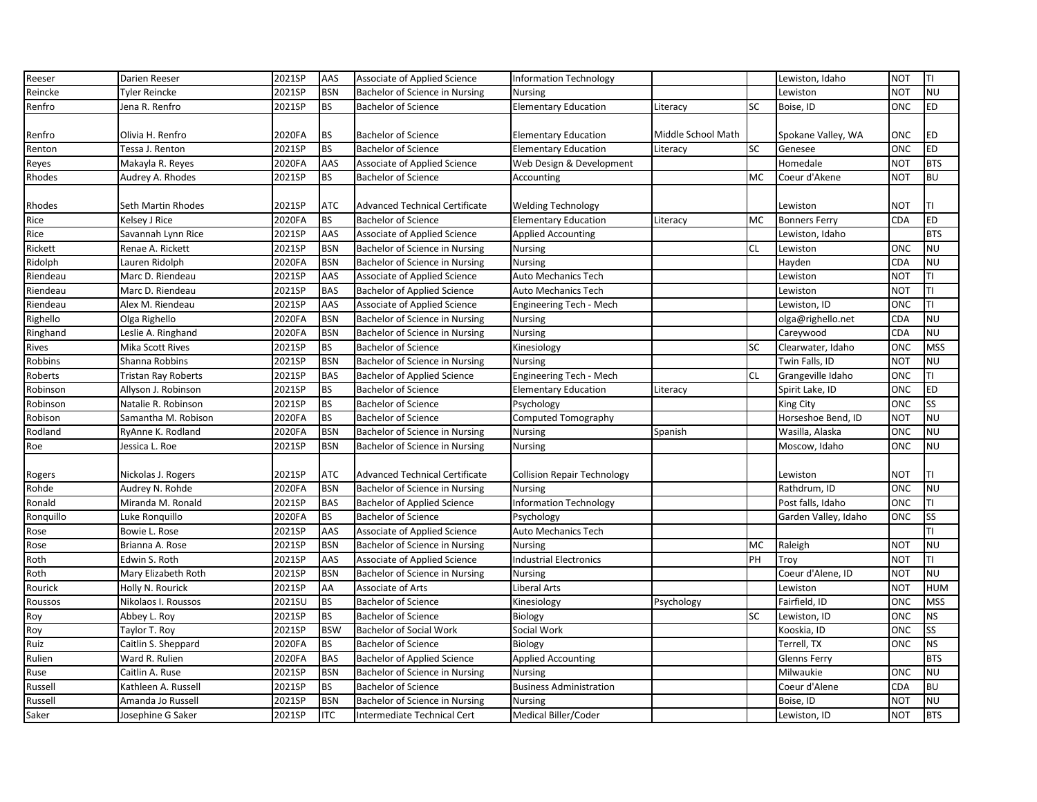| Reeser | Darien Reeser | 2021SP | AAS | Associate of Applied Science | Information Technology | | | Lewiston, Idaho | NOT | TI |
|---|---|---|---|---|---|---|---|---|---|---|
| Reincke | Tyler Reincke | 2021SP | BSN | Bachelor of Science in Nursing | Nursing | | | Lewiston | NOT | NU |
| Renfro | Jena R. Renfro | 2021SP | BS | Bachelor of Science | Elementary Education | Literacy | SC | Boise, ID | ONC | ED |
| Renfro | Olivia H. Renfro | 2020FA | BS | Bachelor of Science | Elementary Education | Middle School Math | | Spokane Valley, WA | ONC | ED |
| Renton | Tessa J. Renton | 2021SP | BS | Bachelor of Science | Elementary Education | Literacy | SC | Genesee | ONC | ED |
| Reyes | Makayla R. Reyes | 2020FA | AAS | Associate of Applied Science | Web Design & Development | | | Homedale | NOT | BTS |
| Rhodes | Audrey A. Rhodes | 2021SP | BS | Bachelor of Science | Accounting | | MC | Coeur d'Akene | NOT | BU |
| Rhodes | Seth Martin Rhodes | 2021SP | ATC | Advanced Technical Certificate | Welding Technology | | | Lewiston | NOT | TI |
| Rice | Kelsey J Rice | 2020FA | BS | Bachelor of Science | Elementary Education | Literacy | MC | Bonners Ferry | CDA | ED |
| Rice | Savannah Lynn Rice | 2021SP | AAS | Associate of Applied Science | Applied Accounting | | | Lewiston, Idaho | | BTS |
| Rickett | Renae A. Rickett | 2021SP | BSN | Bachelor of Science in Nursing | Nursing | | CL | Lewiston | ONC | NU |
| Ridolph | Lauren Ridolph | 2020FA | BSN | Bachelor of Science in Nursing | Nursing | | | Hayden | CDA | NU |
| Riendeau | Marc D. Riendeau | 2021SP | AAS | Associate of Applied Science | Auto Mechanics Tech | | | Lewiston | NOT | TI |
| Riendeau | Marc D. Riendeau | 2021SP | BAS | Bachelor of Applied Science | Auto Mechanics Tech | | | Lewiston | NOT | TI |
| Riendeau | Alex M. Riendeau | 2021SP | AAS | Associate of Applied Science | Engineering Tech - Mech | | | Lewiston, ID | ONC | TI |
| Righello | Olga Righello | 2020FA | BSN | Bachelor of Science in Nursing | Nursing | | | olga@righello.net | CDA | NU |
| Ringhand | Leslie A. Ringhand | 2020FA | BSN | Bachelor of Science in Nursing | Nursing | | | Careywood | CDA | NU |
| Rives | Mika Scott Rives | 2021SP | BS | Bachelor of Science | Kinesiology | | SC | Clearwater, Idaho | ONC | MSS |
| Robbins | Shanna Robbins | 2021SP | BSN | Bachelor of Science in Nursing | Nursing | | | Twin Falls, ID | NOT | NU |
| Roberts | Tristan Ray Roberts | 2021SP | BAS | Bachelor of Applied Science | Engineering Tech - Mech | | CL | Grangeville Idaho | ONC | TI |
| Robinson | Allyson J. Robinson | 2021SP | BS | Bachelor of Science | Elementary Education | Literacy | | Spirit Lake, ID | ONC | ED |
| Robinson | Natalie R. Robinson | 2021SP | BS | Bachelor of Science | Psychology | | | King City | ONC | SS |
| Robison | Samantha M. Robison | 2020FA | BS | Bachelor of Science | Computed Tomography | | | Horseshoe Bend, ID | NOT | NU |
| Rodland | RyAnne K. Rodland | 2020FA | BSN | Bachelor of Science in Nursing | Nursing | Spanish | | Wasilla, Alaska | ONC | NU |
| Roe | Jessica L. Roe | 2021SP | BSN | Bachelor of Science in Nursing | Nursing | | | Moscow, Idaho | ONC | NU |
| Rogers | Nickolas J. Rogers | 2021SP | ATC | Advanced Technical Certificate | Collision Repair Technology | | | Lewiston | NOT | TI |
| Rohde | Audrey N. Rohde | 2020FA | BSN | Bachelor of Science in Nursing | Nursing | | | Rathdrum, ID | ONC | NU |
| Ronald | Miranda M. Ronald | 2021SP | BAS | Bachelor of Applied Science | Information Technology | | | Post falls, Idaho | ONC | TI |
| Ronquillo | Luke Ronquillo | 2020FA | BS | Bachelor of Science | Psychology | | | Garden Valley, Idaho | ONC | SS |
| Rose | Bowie L. Rose | 2021SP | AAS | Associate of Applied Science | Auto Mechanics Tech | | | | | TI |
| Rose | Brianna A. Rose | 2021SP | BSN | Bachelor of Science in Nursing | Nursing | | MC | Raleigh | NOT | NU |
| Roth | Edwin S. Roth | 2021SP | AAS | Associate of Applied Science | Industrial Electronics | | PH | Troy | NOT | TI |
| Roth | Mary Elizabeth Roth | 2021SP | BSN | Bachelor of Science in Nursing | Nursing | | | Coeur d'Alene, ID | NOT | NU |
| Rourick | Holly N. Rourick | 2021SP | AA | Associate of Arts | Liberal Arts | | | Lewiston | NOT | HUM |
| Roussos | Nikolaos I. Roussos | 2021SU | BS | Bachelor of Science | Kinesiology | Psychology | | Fairfield, ID | ONC | MSS |
| Roy | Abbey L. Roy | 2021SP | BS | Bachelor of Science | Biology | | SC | Lewiston, ID | ONC | NS |
| Roy | Taylor T. Roy | 2021SP | BSW | Bachelor of Social Work | Social Work | | | Kooskia, ID | ONC | SS |
| Ruiz | Caitlin S. Sheppard | 2020FA | BS | Bachelor of Science | Biology | | | Terrell, TX | ONC | NS |
| Rulien | Ward R. Rulien | 2020FA | BAS | Bachelor of Applied Science | Applied Accounting | | | Glenns Ferry | | BTS |
| Ruse | Caitlin A. Ruse | 2021SP | BSN | Bachelor of Science in Nursing | Nursing | | | Milwaukie | ONC | NU |
| Russell | Kathleen A. Russell | 2021SP | BS | Bachelor of Science | Business Administration | | | Coeur d'Alene | CDA | BU |
| Russell | Amanda Jo Russell | 2021SP | BSN | Bachelor of Science in Nursing | Nursing | | | Boise, ID | NOT | NU |
| Saker | Josephine G Saker | 2021SP | ITC | Intermediate Technical Cert | Medical Biller/Coder | | | Lewiston, ID | NOT | BTS |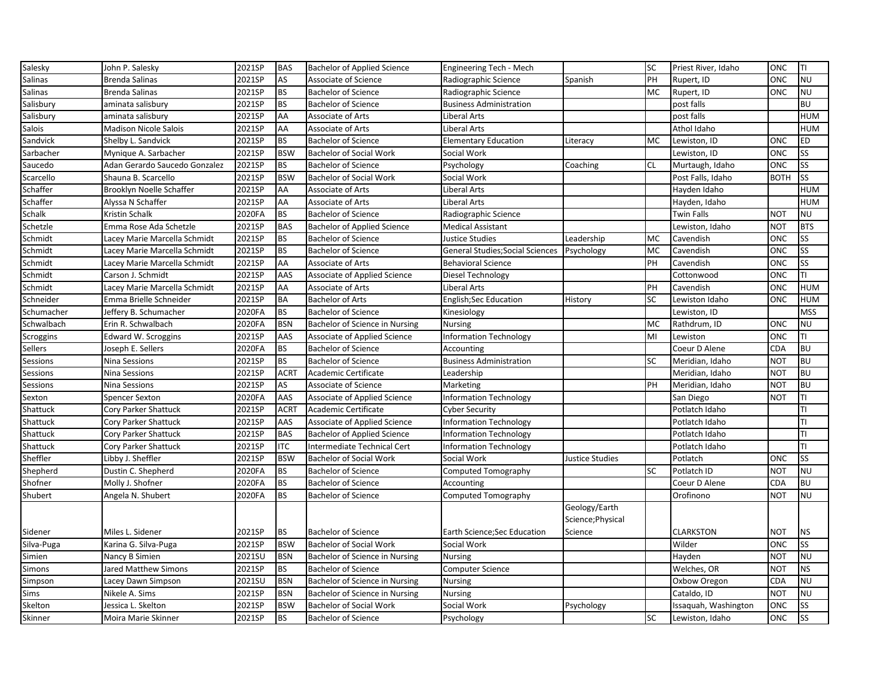| Salesky | John P. Salesky | 2021SP | BAS | Bachelor of Applied Science | Engineering Tech - Mech | | SC | Priest River, Idaho | ONC | TI |
|---|---|---|---|---|---|---|---|---|---|---|
| Salinas | Brenda Salinas | 2021SP | AS | Associate of Science | Radiographic Science | Spanish | PH | Rupert, ID | ONC | NU |
| Salinas | Brenda Salinas | 2021SP | BS | Bachelor of Science | Radiographic Science | | MC | Rupert, ID | ONC | NU |
| Salisbury | aminata salisbury | 2021SP | BS | Bachelor of Science | Business Administration | | | post falls | | BU |
| Salisbury | aminata salisbury | 2021SP | AA | Associate of Arts | Liberal Arts | | | post falls | | HUM |
| Salois | Madison Nicole Salois | 2021SP | AA | Associate of Arts | Liberal Arts | | | Athol Idaho | | HUM |
| Sandvick | Shelby L. Sandvick | 2021SP | BS | Bachelor of Science | Elementary Education | Literacy | MC | Lewiston, ID | ONC | ED |
| Sarbacher | Mynique A. Sarbacher | 2021SP | BSW | Bachelor of Social Work | Social Work | | | Lewiston, ID | ONC | SS |
| Saucedo | Adan Gerardo Saucedo Gonzalez | 2021SP | BS | Bachelor of Science | Psychology | Coaching | CL | Murtaugh, Idaho | ONC | SS |
| Scarcello | Shauna B. Scarcello | 2021SP | BSW | Bachelor of Social Work | Social Work | | | Post Falls, Idaho | BOTH | SS |
| Schaffer | Brooklyn Noelle Schaffer | 2021SP | AA | Associate of Arts | Liberal Arts | | | Hayden Idaho | | HUM |
| Schaffer | Alyssa N Schaffer | 2021SP | AA | Associate of Arts | Liberal Arts | | | Hayden, Idaho | | HUM |
| Schalk | Kristin Schalk | 2020FA | BS | Bachelor of Science | Radiographic Science | | | Twin Falls | NOT | NU |
| Schetzle | Emma Rose Ada Schetzle | 2021SP | BAS | Bachelor of Applied Science | Medical Assistant | | | Lewiston, Idaho | NOT | BTS |
| Schmidt | Lacey Marie Marcella Schmidt | 2021SP | BS | Bachelor of Science | Justice Studies | Leadership | MC | Cavendish | ONC | SS |
| Schmidt | Lacey Marie Marcella Schmidt | 2021SP | BS | Bachelor of Science | General Studies;Social Sciences | Psychology | MC | Cavendish | ONC | SS |
| Schmidt | Lacey Marie Marcella Schmidt | 2021SP | AA | Associate of Arts | Behavioral Science | | PH | Cavendish | ONC | SS |
| Schmidt | Carson J. Schmidt | 2021SP | AAS | Associate of Applied Science | Diesel Technology | | | Cottonwood | ONC | TI |
| Schmidt | Lacey Marie Marcella Schmidt | 2021SP | AA | Associate of Arts | Liberal Arts | | PH | Cavendish | ONC | HUM |
| Schneider | Emma Brielle Schneider | 2021SP | BA | Bachelor of Arts | English;Sec Education | History | SC | Lewiston Idaho | ONC | HUM |
| Schumacher | Jeffery B. Schumacher | 2020FA | BS | Bachelor of Science | Kinesiology | | | Lewiston, ID | | MSS |
| Schwalbach | Erin R. Schwalbach | 2020FA | BSN | Bachelor of Science in Nursing | Nursing | | MC | Rathdrum, ID | ONC | NU |
| Scroggins | Edward W. Scroggins | 2021SP | AAS | Associate of Applied Science | Information Technology | | MI | Lewiston | ONC | TI |
| Sellers | Joseph E. Sellers | 2020FA | BS | Bachelor of Science | Accounting | | | Coeur D Alene | CDA | BU |
| Sessions | Nina Sessions | 2021SP | BS | Bachelor of Science | Business Administration | | SC | Meridian, Idaho | NOT | BU |
| Sessions | Nina Sessions | 2021SP | ACRT | Academic Certificate | Leadership | | | Meridian, Idaho | NOT | BU |
| Sessions | Nina Sessions | 2021SP | AS | Associate of Science | Marketing | | PH | Meridian, Idaho | NOT | BU |
| Sexton | Spencer Sexton | 2020FA | AAS | Associate of Applied Science | Information Technology | | | San Diego | NOT | TI |
| Shattuck | Cory Parker Shattuck | 2021SP | ACRT | Academic Certificate | Cyber Security | | | Potlatch Idaho | | TI |
| Shattuck | Cory Parker Shattuck | 2021SP | AAS | Associate of Applied Science | Information Technology | | | Potlatch Idaho | | TI |
| Shattuck | Cory Parker Shattuck | 2021SP | BAS | Bachelor of Applied Science | Information Technology | | | Potlatch Idaho | | TI |
| Shattuck | Cory Parker Shattuck | 2021SP | ITC | Intermediate Technical Cert | Information Technology | | | Potlatch Idaho | | TI |
| Sheffler | Libby J. Sheffler | 2021SP | BSW | Bachelor of Social Work | Social Work | Justice Studies | | Potlatch | ONC | SS |
| Shepherd | Dustin C. Shepherd | 2020FA | BS | Bachelor of Science | Computed Tomography | | SC | Potlatch ID | NOT | NU |
| Shofner | Molly J. Shofner | 2020FA | BS | Bachelor of Science | Accounting | | | Coeur D Alene | CDA | BU |
| Shubert | Angela N. Shubert | 2020FA | BS | Bachelor of Science | Computed Tomography | | | Orofinono | NOT | NU |
| Sidener | Miles L. Sidener | 2021SP | BS | Bachelor of Science | Earth Science;Sec Education | Geology/Earth Science;Physical Science | | CLARKSTON | NOT | NS |
| Silva-Puga | Karina G. Silva-Puga | 2021SP | BSW | Bachelor of Social Work | Social Work | | | Wilder | ONC | SS |
| Simien | Nancy B Simien | 2021SU | BSN | Bachelor of Science in Nursing | Nursing | | | Hayden | NOT | NU |
| Simons | Jared Matthew Simons | 2021SP | BS | Bachelor of Science | Computer Science | | | Welches, OR | NOT | NS |
| Simpson | Lacey Dawn Simpson | 2021SU | BSN | Bachelor of Science in Nursing | Nursing | | | Oxbow Oregon | CDA | NU |
| Sims | Nikele A. Sims | 2021SP | BSN | Bachelor of Science in Nursing | Nursing | | | Cataldo, ID | NOT | NU |
| Skelton | Jessica L. Skelton | 2021SP | BSW | Bachelor of Social Work | Social Work | Psychology | | Issaquah, Washington | ONC | SS |
| Skinner | Moira Marie Skinner | 2021SP | BS | Bachelor of Science | Psychology | | SC | Lewiston, Idaho | ONC | SS |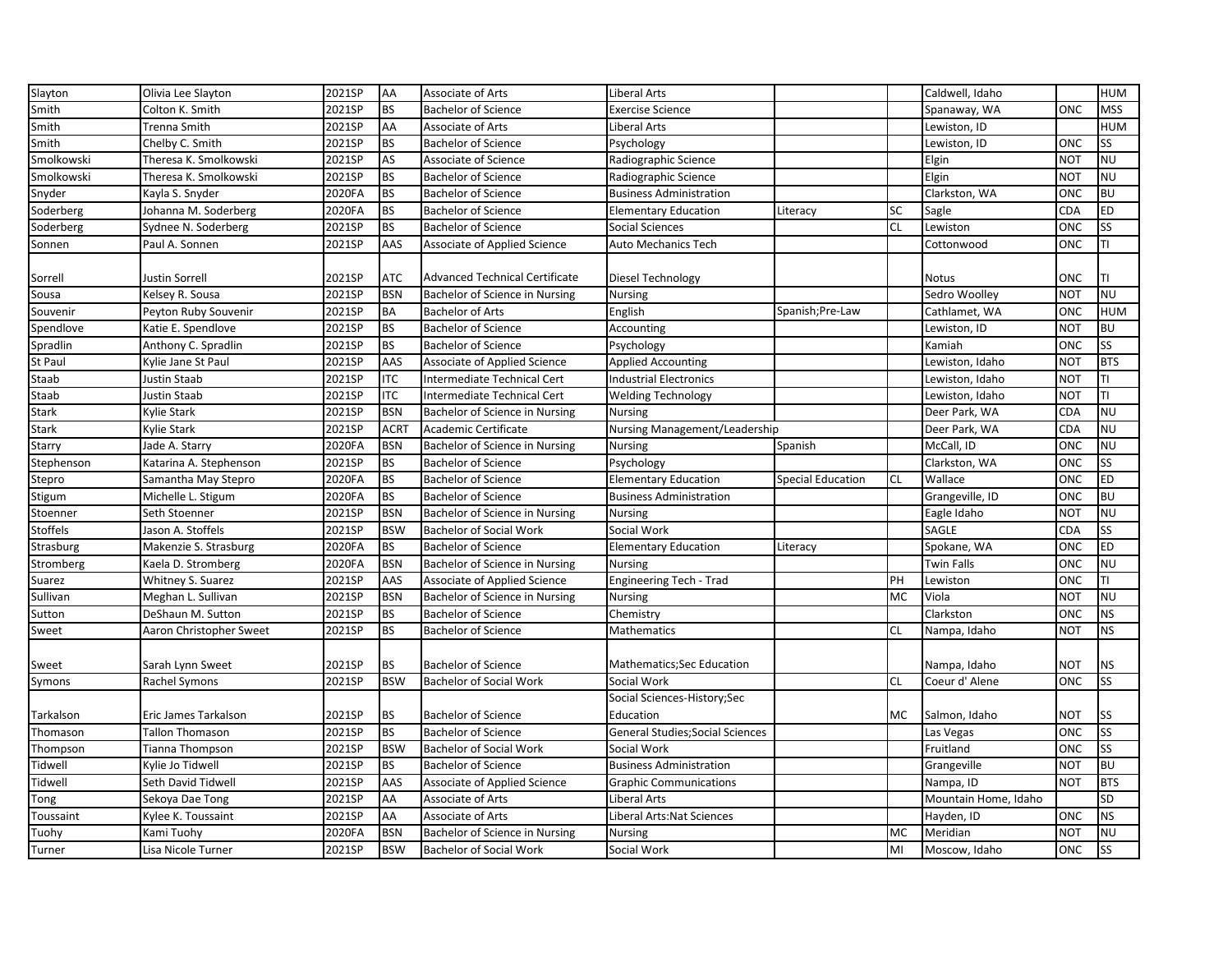| | | | | | | | | | | |
|---|---|---|---|---|---|---|---|---|---|---|
| Slayton | Olivia Lee Slayton | 2021SP | AA | Associate of Arts | Liberal Arts | | | Caldwell, Idaho | | HUM |
| Smith | Colton K. Smith | 2021SP | BS | Bachelor of Science | Exercise Science | | | Spanaway, WA | ONC | MSS |
| Smith | Trenna Smith | 2021SP | AA | Associate of Arts | Liberal Arts | | | Lewiston, ID | | HUM |
| Smith | Chelby C. Smith | 2021SP | BS | Bachelor of Science | Psychology | | | Lewiston, ID | ONC | SS |
| Smolkowski | Theresa K. Smolkowski | 2021SP | AS | Associate of Science | Radiographic Science | | | Elgin | NOT | NU |
| Smolkowski | Theresa K. Smolkowski | 2021SP | BS | Bachelor of Science | Radiographic Science | | | Elgin | NOT | NU |
| Snyder | Kayla S. Snyder | 2020FA | BS | Bachelor of Science | Business Administration | | | Clarkston, WA | ONC | BU |
| Soderberg | Johanna M. Soderberg | 2020FA | BS | Bachelor of Science | Elementary Education | Literacy | SC | Sagle | CDA | ED |
| Soderberg | Sydnee N. Soderberg | 2021SP | BS | Bachelor of Science | Social Sciences | | CL | Lewiston | ONC | SS |
| Sonnen | Paul A. Sonnen | 2021SP | AAS | Associate of Applied Science | Auto Mechanics Tech | | | Cottonwood | ONC | TI |
| Sorrell | Justin Sorrell | 2021SP | ATC | Advanced Technical Certificate | Diesel Technology | | | Notus | ONC | TI |
| Sousa | Kelsey R. Sousa | 2021SP | BSN | Bachelor of Science in Nursing | Nursing | | | Sedro Woolley | NOT | NU |
| Souvenir | Peyton Ruby Souvenir | 2021SP | BA | Bachelor of Arts | English | Spanish;Pre-Law | | Cathlamet, WA | ONC | HUM |
| Spendlove | Katie E. Spendlove | 2021SP | BS | Bachelor of Science | Accounting | | | Lewiston, ID | NOT | BU |
| Spradlin | Anthony C. Spradlin | 2021SP | BS | Bachelor of Science | Psychology | | | Kamiah | ONC | SS |
| St Paul | Kylie Jane St Paul | 2021SP | AAS | Associate of Applied Science | Applied Accounting | | | Lewiston, Idaho | NOT | BTS |
| Staab | Justin Staab | 2021SP | ITC | Intermediate Technical Cert | Industrial Electronics | | | Lewiston, Idaho | NOT | TI |
| Staab | Justin Staab | 2021SP | ITC | Intermediate Technical Cert | Welding Technology | | | Lewiston, Idaho | NOT | TI |
| Stark | Kylie Stark | 2021SP | BSN | Bachelor of Science in Nursing | Nursing | | | Deer Park, WA | CDA | NU |
| Stark | Kylie Stark | 2021SP | ACRT | Academic Certificate | Nursing Management/Leadership | | | Deer Park, WA | CDA | NU |
| Starry | Jade A. Starry | 2020FA | BSN | Bachelor of Science in Nursing | Nursing | Spanish | | McCall, ID | ONC | NU |
| Stephenson | Katarina A. Stephenson | 2021SP | BS | Bachelor of Science | Psychology | | | Clarkston, WA | ONC | SS |
| Stepro | Samantha May Stepro | 2020FA | BS | Bachelor of Science | Elementary Education | Special Education | CL | Wallace | ONC | ED |
| Stigum | Michelle L. Stigum | 2020FA | BS | Bachelor of Science | Business Administration | | | Grangeville, ID | ONC | BU |
| Stoenner | Seth Stoenner | 2021SP | BSN | Bachelor of Science in Nursing | Nursing | | | Eagle Idaho | NOT | NU |
| Stoffels | Jason A. Stoffels | 2021SP | BSW | Bachelor of Social Work | Social Work | | | SAGLE | CDA | SS |
| Strasburg | Makenzie S. Strasburg | 2020FA | BS | Bachelor of Science | Elementary Education | Literacy | | Spokane, WA | ONC | ED |
| Stromberg | Kaela D. Stromberg | 2020FA | BSN | Bachelor of Science in Nursing | Nursing | | | Twin Falls | ONC | NU |
| Suarez | Whitney S. Suarez | 2021SP | AAS | Associate of Applied Science | Engineering Tech - Trad | | PH | Lewiston | ONC | TI |
| Sullivan | Meghan L. Sullivan | 2021SP | BSN | Bachelor of Science in Nursing | Nursing | | MC | Viola | NOT | NU |
| Sutton | DeShaun M. Sutton | 2021SP | BS | Bachelor of Science | Chemistry | | | Clarkston | ONC | NS |
| Sweet | Aaron Christopher Sweet | 2021SP | BS | Bachelor of Science | Mathematics | | CL | Nampa, Idaho | NOT | NS |
| Sweet | Sarah Lynn Sweet | 2021SP | BS | Bachelor of Science | Mathematics;Sec Education | | | Nampa, Idaho | NOT | NS |
| Symons | Rachel Symons | 2021SP | BSW | Bachelor of Social Work | Social Work | | CL | Coeur d' Alene | ONC | SS |
| Tarkalson | Eric James Tarkalson | 2021SP | BS | Bachelor of Science | Social Sciences-History;Sec Education | | MC | Salmon, Idaho | NOT | SS |
| Thomason | Tallon Thomason | 2021SP | BS | Bachelor of Science | General Studies;Social Sciences | | | Las Vegas | ONC | SS |
| Thompson | Tianna Thompson | 2021SP | BSW | Bachelor of Social Work | Social Work | | | Fruitland | ONC | SS |
| Tidwell | Kylie Jo Tidwell | 2021SP | BS | Bachelor of Science | Business Administration | | | Grangeville | NOT | BU |
| Tidwell | Seth David Tidwell | 2021SP | AAS | Associate of Applied Science | Graphic Communications | | | Nampa, ID | NOT | BTS |
| Tong | Sekoya Dae Tong | 2021SP | AA | Associate of Arts | Liberal Arts | | | Mountain Home, Idaho | | SD |
| Toussaint | Kylee K. Toussaint | 2021SP | AA | Associate of Arts | Liberal Arts:Nat Sciences | | | Hayden, ID | ONC | NS |
| Tuohy | Kami Tuohy | 2020FA | BSN | Bachelor of Science in Nursing | Nursing | | MC | Meridian | NOT | NU |
| Turner | Lisa Nicole Turner | 2021SP | BSW | Bachelor of Social Work | Social Work | | MI | Moscow, Idaho | ONC | SS |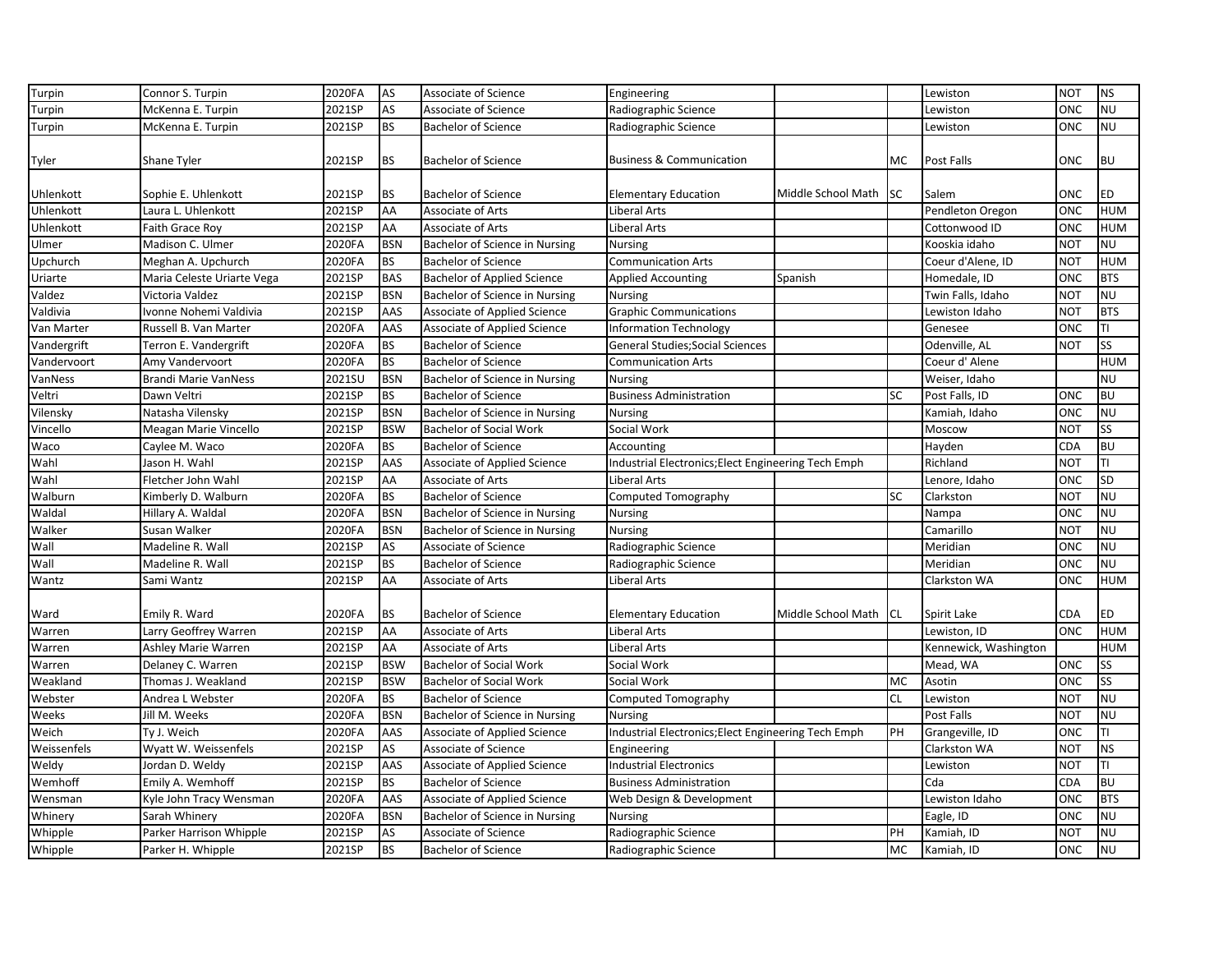| | | | | | | | | | | |
|---|---|---|---|---|---|---|---|---|---|---|
| Turpin | Connor S. Turpin | 2020FA | AS | Associate of Science | Engineering | | | Lewiston | NOT | NS |
| Turpin | McKenna E. Turpin | 2021SP | AS | Associate of Science | Radiographic Science | | | Lewiston | ONC | NU |
| Turpin | McKenna E. Turpin | 2021SP | BS | Bachelor of Science | Radiographic Science | | | Lewiston | ONC | NU |
| Tyler | Shane Tyler | 2021SP | BS | Bachelor of Science | Business & Communication | | MC | Post Falls | ONC | BU |
| Uhlenkott | Sophie E. Uhlenkott | 2021SP | BS | Bachelor of Science | Elementary Education | Middle School Math | SC | Salem | ONC | ED |
| Uhlenkott | Laura L. Uhlenkott | 2021SP | AA | Associate of Arts | Liberal Arts | | | Pendleton Oregon | ONC | HUM |
| Uhlenkott | Faith Grace Roy | 2021SP | AA | Associate of Arts | Liberal Arts | | | Cottonwood ID | ONC | HUM |
| Ulmer | Madison C. Ulmer | 2020FA | BSN | Bachelor of Science in Nursing | Nursing | | | Kooskia idaho | NOT | NU |
| Upchurch | Meghan A. Upchurch | 2020FA | BS | Bachelor of Science | Communication Arts | | | Coeur d'Alene, ID | NOT | HUM |
| Uriarte | Maria Celeste Uriarte Vega | 2021SP | BAS | Bachelor of Applied Science | Applied Accounting | Spanish | | Homedale, ID | ONC | BTS |
| Valdez | Victoria Valdez | 2021SP | BSN | Bachelor of Science in Nursing | Nursing | | | Twin Falls, Idaho | NOT | NU |
| Valdivia | Ivonne Nohemi Valdivia | 2021SP | AAS | Associate of Applied Science | Graphic Communications | | | Lewiston Idaho | NOT | BTS |
| Van Marter | Russell B. Van Marter | 2020FA | AAS | Associate of Applied Science | Information Technology | | | Genesee | ONC | TI |
| Vandergrift | Terron E. Vandergrift | 2020FA | BS | Bachelor of Science | General Studies;Social Sciences | | | Odenville, AL | NOT | SS |
| Vandervoort | Amy Vandervoort | 2020FA | BS | Bachelor of Science | Communication Arts | | | Coeur d' Alene | | HUM |
| VanNess | Brandi Marie VanNess | 2021SU | BSN | Bachelor of Science in Nursing | Nursing | | | Weiser, Idaho | | NU |
| Veltri | Dawn Veltri | 2021SP | BS | Bachelor of Science | Business Administration | | SC | Post Falls, ID | ONC | BU |
| Vilensky | Natasha Vilensky | 2021SP | BSN | Bachelor of Science in Nursing | Nursing | | | Kamiah, Idaho | ONC | NU |
| Vincello | Meagan Marie Vincello | 2021SP | BSW | Bachelor of Social Work | Social Work | | | Moscow | NOT | SS |
| Waco | Caylee M. Waco | 2020FA | BS | Bachelor of Science | Accounting | | | Hayden | CDA | BU |
| Wahl | Jason H. Wahl | 2021SP | AAS | Associate of Applied Science | Industrial Electronics;Elect Engineering Tech Emph | | | Richland | NOT | TI |
| Wahl | Fletcher John Wahl | 2021SP | AA | Associate of Arts | Liberal Arts | | | Lenore, Idaho | ONC | SD |
| Walburn | Kimberly D. Walburn | 2020FA | BS | Bachelor of Science | Computed Tomography | | SC | Clarkston | NOT | NU |
| Waldal | Hillary A. Waldal | 2020FA | BSN | Bachelor of Science in Nursing | Nursing | | | Nampa | ONC | NU |
| Walker | Susan Walker | 2020FA | BSN | Bachelor of Science in Nursing | Nursing | | | Camarillo | NOT | NU |
| Wall | Madeline R. Wall | 2021SP | AS | Associate of Science | Radiographic Science | | | Meridian | ONC | NU |
| Wall | Madeline R. Wall | 2021SP | BS | Bachelor of Science | Radiographic Science | | | Meridian | ONC | NU |
| Wantz | Sami Wantz | 2021SP | AA | Associate of Arts | Liberal Arts | | | Clarkston WA | ONC | HUM |
| Ward | Emily R. Ward | 2020FA | BS | Bachelor of Science | Elementary Education | Middle School Math | CL | Spirit Lake | CDA | ED |
| Warren | Larry Geoffrey Warren | 2021SP | AA | Associate of Arts | Liberal Arts | | | Lewiston, ID | ONC | HUM |
| Warren | Ashley Marie Warren | 2021SP | AA | Associate of Arts | Liberal Arts | | | Kennewick, Washington | | HUM |
| Warren | Delaney C. Warren | 2021SP | BSW | Bachelor of Social Work | Social Work | | | Mead, WA | ONC | SS |
| Weakland | Thomas J. Weakland | 2021SP | BSW | Bachelor of Social Work | Social Work | | MC | Asotin | ONC | SS |
| Webster | Andrea L Webster | 2020FA | BS | Bachelor of Science | Computed Tomography | | CL | Lewiston | NOT | NU |
| Weeks | Jill M. Weeks | 2020FA | BSN | Bachelor of Science in Nursing | Nursing | | | Post Falls | NOT | NU |
| Weich | Ty J. Weich | 2020FA | AAS | Associate of Applied Science | Industrial Electronics;Elect Engineering Tech Emph | | PH | Grangeville, ID | ONC | TI |
| Weissenfels | Wyatt W. Weissenfels | 2021SP | AS | Associate of Science | Engineering | | | Clarkston WA | NOT | NS |
| Weldy | Jordan D. Weldy | 2021SP | AAS | Associate of Applied Science | Industrial Electronics | | | Lewiston | NOT | TI |
| Wemhoff | Emily A. Wemhoff | 2021SP | BS | Bachelor of Science | Business Administration | | | Cda | CDA | BU |
| Wensman | Kyle John Tracy Wensman | 2020FA | AAS | Associate of Applied Science | Web Design & Development | | | Lewiston Idaho | ONC | BTS |
| Whinery | Sarah Whinery | 2020FA | BSN | Bachelor of Science in Nursing | Nursing | | | Eagle, ID | ONC | NU |
| Whipple | Parker Harrison Whipple | 2021SP | AS | Associate of Science | Radiographic Science | | PH | Kamiah, ID | NOT | NU |
| Whipple | Parker H. Whipple | 2021SP | BS | Bachelor of Science | Radiographic Science | | MC | Kamiah, ID | ONC | NU |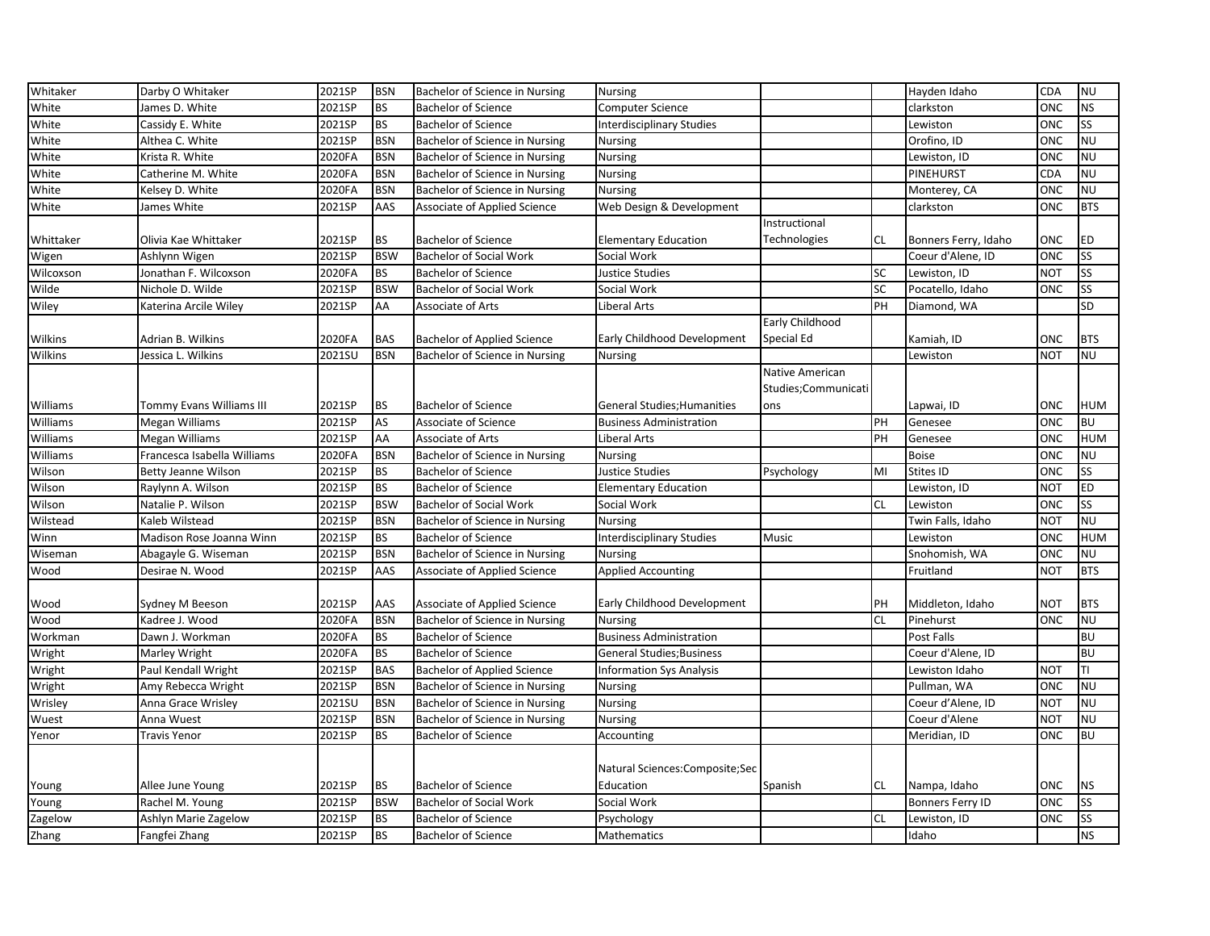| Whitaker | Darby O Whitaker | 2021SP | BSN | Bachelor of Science in Nursing | Nursing | | | Hayden Idaho | CDA | NU |
|---|---|---|---|---|---|---|---|---|---|---|
| White | James D. White | 2021SP | BS | Bachelor of Science | Computer Science | | | clarkston | ONC | NS |
| White | Cassidy E. White | 2021SP | BS | Bachelor of Science | Interdisciplinary Studies | | | Lewiston | ONC | SS |
| White | Althea C. White | 2021SP | BSN | Bachelor of Science in Nursing | Nursing | | | Orofino, ID | ONC | NU |
| White | Krista R. White | 2020FA | BSN | Bachelor of Science in Nursing | Nursing | | | Lewiston, ID | ONC | NU |
| White | Catherine M. White | 2020FA | BSN | Bachelor of Science in Nursing | Nursing | | | PINEHURST | CDA | NU |
| White | Kelsey D. White | 2020FA | BSN | Bachelor of Science in Nursing | Nursing | | | Monterey, CA | ONC | NU |
| White | James White | 2021SP | AAS | Associate of Applied Science | Web Design & Development | | | clarkston | ONC | BTS |
| Whittaker | Olivia Kae Whittaker | 2021SP | BS | Bachelor of Science | Elementary Education | Instructional Technologies | CL | Bonners Ferry, Idaho | ONC | ED |
| Wigen | Ashlynn Wigen | 2021SP | BSW | Bachelor of Social Work | Social Work | | | Coeur d'Alene, ID | ONC | SS |
| Wilcoxson | Jonathan F. Wilcoxson | 2020FA | BS | Bachelor of Science | Justice Studies | | SC | Lewiston, ID | NOT | SS |
| Wilde | Nichole D. Wilde | 2021SP | BSW | Bachelor of Social Work | Social Work | | SC | Pocatello, Idaho | ONC | SS |
| Wiley | Katerina Arcile Wiley | 2021SP | AA | Associate of Arts | Liberal Arts | | PH | Diamond, WA | | SD |
| Wilkins | Adrian B. Wilkins | 2020FA | BAS | Bachelor of Applied Science | Early Childhood Development | Early Childhood Special Ed | | Kamiah, ID | ONC | BTS |
| Wilkins | Jessica L. Wilkins | 2021SU | BSN | Bachelor of Science in Nursing | Nursing | | | Lewiston | NOT | NU |
| Williams | Tommy Evans Williams III | 2021SP | BS | Bachelor of Science | General Studies;Humanities | Native American Studies;Communications | | Lapwai, ID | ONC | HUM |
| Williams | Megan Williams | 2021SP | AS | Associate of Science | Business Administration | | PH | Genesee | ONC | BU |
| Williams | Megan Williams | 2021SP | AA | Associate of Arts | Liberal Arts | | PH | Genesee | ONC | HUM |
| Williams | Francesca Isabella Williams | 2020FA | BSN | Bachelor of Science in Nursing | Nursing | | | Boise | ONC | NU |
| Wilson | Betty Jeanne Wilson | 2021SP | BS | Bachelor of Science | Justice Studies | Psychology | MI | Stites ID | ONC | SS |
| Wilson | Raylynn A. Wilson | 2021SP | BS | Bachelor of Science | Elementary Education | | | Lewiston, ID | NOT | ED |
| Wilson | Natalie P. Wilson | 2021SP | BSW | Bachelor of Social Work | Social Work | | CL | Lewiston | ONC | SS |
| Wilstead | Kaleb Wilstead | 2021SP | BSN | Bachelor of Science in Nursing | Nursing | | | Twin Falls, Idaho | NOT | NU |
| Winn | Madison Rose Joanna Winn | 2021SP | BS | Bachelor of Science | Interdisciplinary Studies | Music | | Lewiston | ONC | HUM |
| Wiseman | Abagayle G. Wiseman | 2021SP | BSN | Bachelor of Science in Nursing | Nursing | | | Snohomish, WA | ONC | NU |
| Wood | Desirae N. Wood | 2021SP | AAS | Associate of Applied Science | Applied Accounting | | | Fruitland | NOT | BTS |
| Wood | Sydney M Beeson | 2021SP | AAS | Associate of Applied Science | Early Childhood Development | | PH | Middleton, Idaho | NOT | BTS |
| Wood | Kadree J. Wood | 2020FA | BSN | Bachelor of Science in Nursing | Nursing | | CL | Pinehurst | ONC | NU |
| Workman | Dawn J. Workman | 2020FA | BS | Bachelor of Science | Business Administration | | | Post Falls | | BU |
| Wright | Marley Wright | 2020FA | BS | Bachelor of Science | General Studies;Business | | | Coeur d'Alene, ID | | BU |
| Wright | Paul Kendall Wright | 2021SP | BAS | Bachelor of Applied Science | Information Sys Analysis | | | Lewiston Idaho | NOT | TI |
| Wright | Amy Rebecca Wright | 2021SP | BSN | Bachelor of Science in Nursing | Nursing | | | Pullman, WA | ONC | NU |
| Wrisley | Anna Grace Wrisley | 2021SU | BSN | Bachelor of Science in Nursing | Nursing | | | Coeur d'Alene, ID | NOT | NU |
| Wuest | Anna Wuest | 2021SP | BSN | Bachelor of Science in Nursing | Nursing | | | Coeur d'Alene | NOT | NU |
| Yenor | Travis Yenor | 2021SP | BS | Bachelor of Science | Accounting | | | Meridian, ID | ONC | BU |
| Young | Allee June Young | 2021SP | BS | Bachelor of Science | Natural Sciences:Composite;Sec Education | Spanish | CL | Nampa, Idaho | ONC | NS |
| Young | Rachel M. Young | 2021SP | BSW | Bachelor of Social Work | Social Work | | | Bonners Ferry ID | ONC | SS |
| Zagelow | Ashlyn Marie Zagelow | 2021SP | BS | Bachelor of Science | Psychology | | CL | Lewiston, ID | ONC | SS |
| Zhang | Fangfei Zhang | 2021SP | BS | Bachelor of Science | Mathematics | | | Idaho | | NS |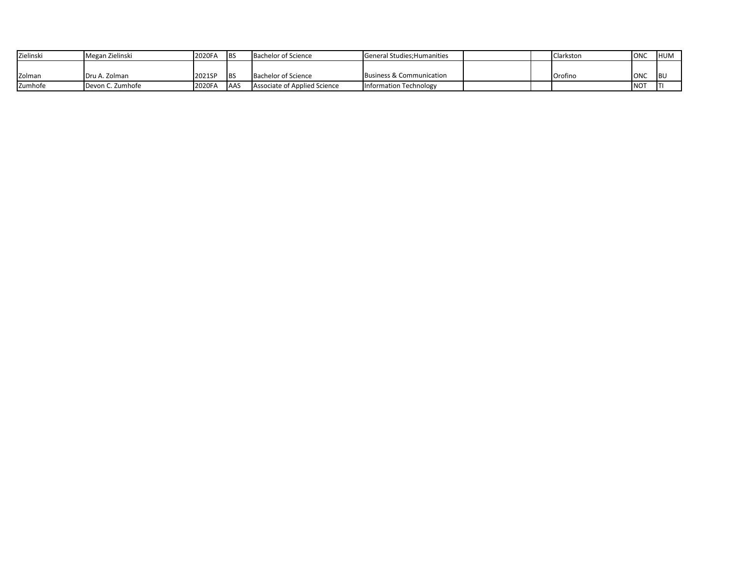| | | | | | | | | | | |
|---|---|---|---|---|---|---|---|---|---|---|
| Zielinski | Megan Zielinski | 2020FA | BS | Bachelor of Science | General Studies;Humanities | | | Clarkston | ONC | HUM |
| Zolman | Dru A. Zolman | 2021SP | BS | Bachelor of Science | Business & Communication | | | Orofino | ONC | BU |
| Zumhofe | Devon C. Zumhofe | 2020FA | AAS | Associate of Applied Science | Information Technology | | | | NOT | TI |